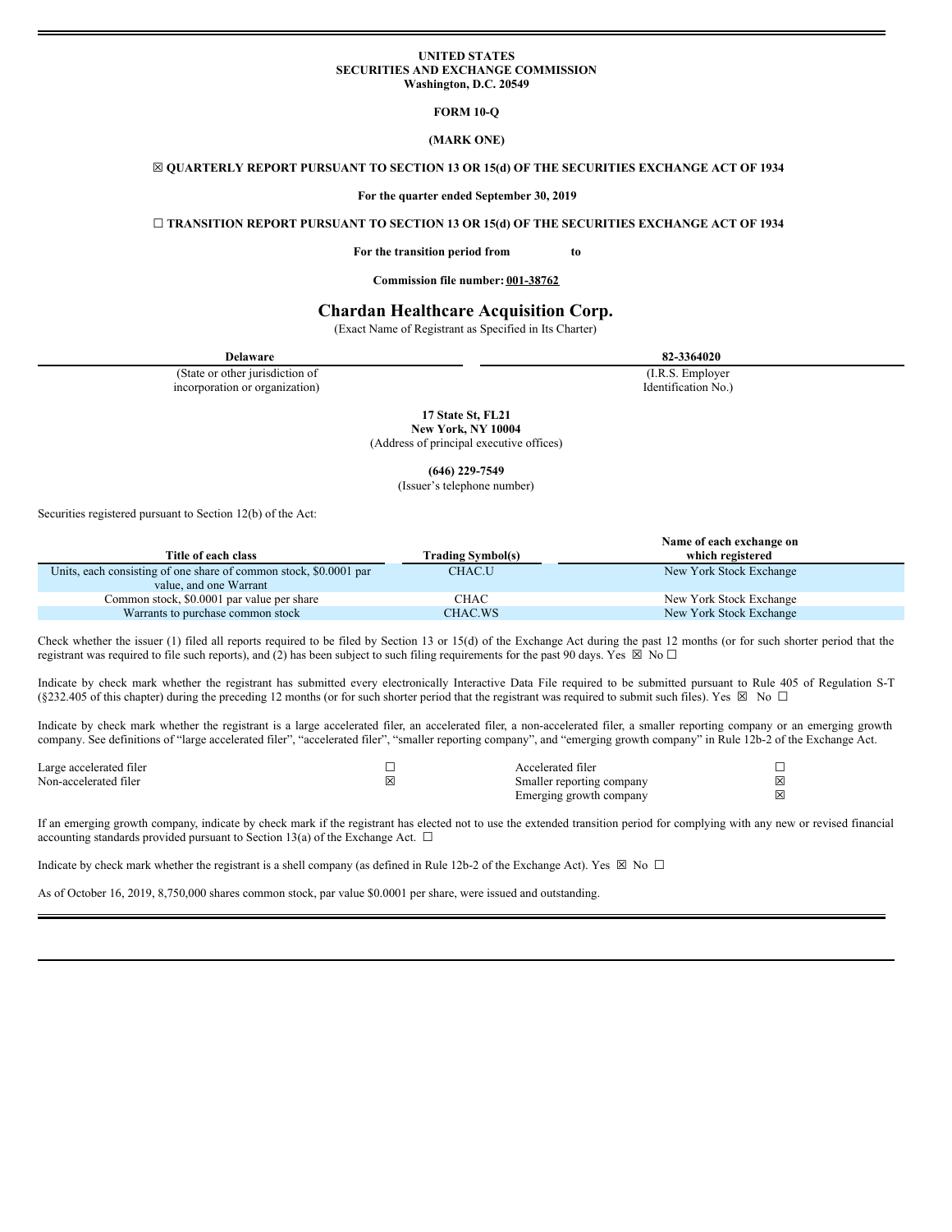**UNITED STATES**
**SECURITIES AND EXCHANGE COMMISSION**
**Washington, D.C. 20549**

**FORM 10-Q**

**(MARK ONE)**

☒ **QUARTERLY REPORT PURSUANT TO SECTION 13 OR 15(d) OF THE SECURITIES EXCHANGE ACT OF 1934**

**For the quarter ended September 30, 2019**

☐ **TRANSITION REPORT PURSUANT TO SECTION 13 OR 15(d) OF THE SECURITIES EXCHANGE ACT OF 1934**

**For the transition period from to**

**Commission file number: 001-38762**

# Chardan Healthcare Acquisition Corp.

(Exact Name of Registrant as Specified in Its Charter)

| **Delaware** | **82-3364020** |
|---|---|
| (State or other jurisdiction of incorporation or organization) | (I.R.S. Employer Identification No.) |

**17 State St, FL21**
**New York, NY 10004**
(Address of principal executive offices)

**(646) 229-7549**
(Issuer's telephone number)

Securities registered pursuant to Section 12(b) of the Act:

| Title of each class | Trading Symbol(s) | Name of each exchange on which registered |
|---|---|---|
| Units, each consisting of one share of common stock, $0.0001 par value, and one Warrant | CHAC.U | New York Stock Exchange |
| Common stock, $0.0001 par value per share | CHAC | New York Stock Exchange |
| Warrants to purchase common stock | CHAC.WS | New York Stock Exchange |

Check whether the issuer (1) filed all reports required to be filed by Section 13 or 15(d) of the Exchange Act during the past 12 months (or for such shorter period that the registrant was required to file such reports), and (2) has been subject to such filing requirements for the past 90 days. Yes ☒ No ☐

Indicate by check mark whether the registrant has submitted every electronically Interactive Data File required to be submitted pursuant to Rule 405 of Regulation S-T (§232.405 of this chapter) during the preceding 12 months (or for such shorter period that the registrant was required to submit such files). Yes ☒ No ☐

Indicate by check mark whether the registrant is a large accelerated filer, an accelerated filer, a non-accelerated filer, a smaller reporting company or an emerging growth company. See definitions of "large accelerated filer", "accelerated filer", "smaller reporting company", and "emerging growth company" in Rule 12b-2 of the Exchange Act.

| | | | |
|---|---|---|---|
| Large accelerated filer | ☐ | Accelerated filer | ☐ |
| Non-accelerated filer | ☒ | Smaller reporting company | ☒ |
| | | Emerging growth company | ☒ |

If an emerging growth company, indicate by check mark if the registrant has elected not to use the extended transition period for complying with any new or revised financial accounting standards provided pursuant to Section 13(a) of the Exchange Act. ☐

Indicate by check mark whether the registrant is a shell company (as defined in Rule 12b-2 of the Exchange Act). Yes ☒ No ☐

As of October 16, 2019, 8,750,000 shares common stock, par value $0.0001 per share, were issued and outstanding.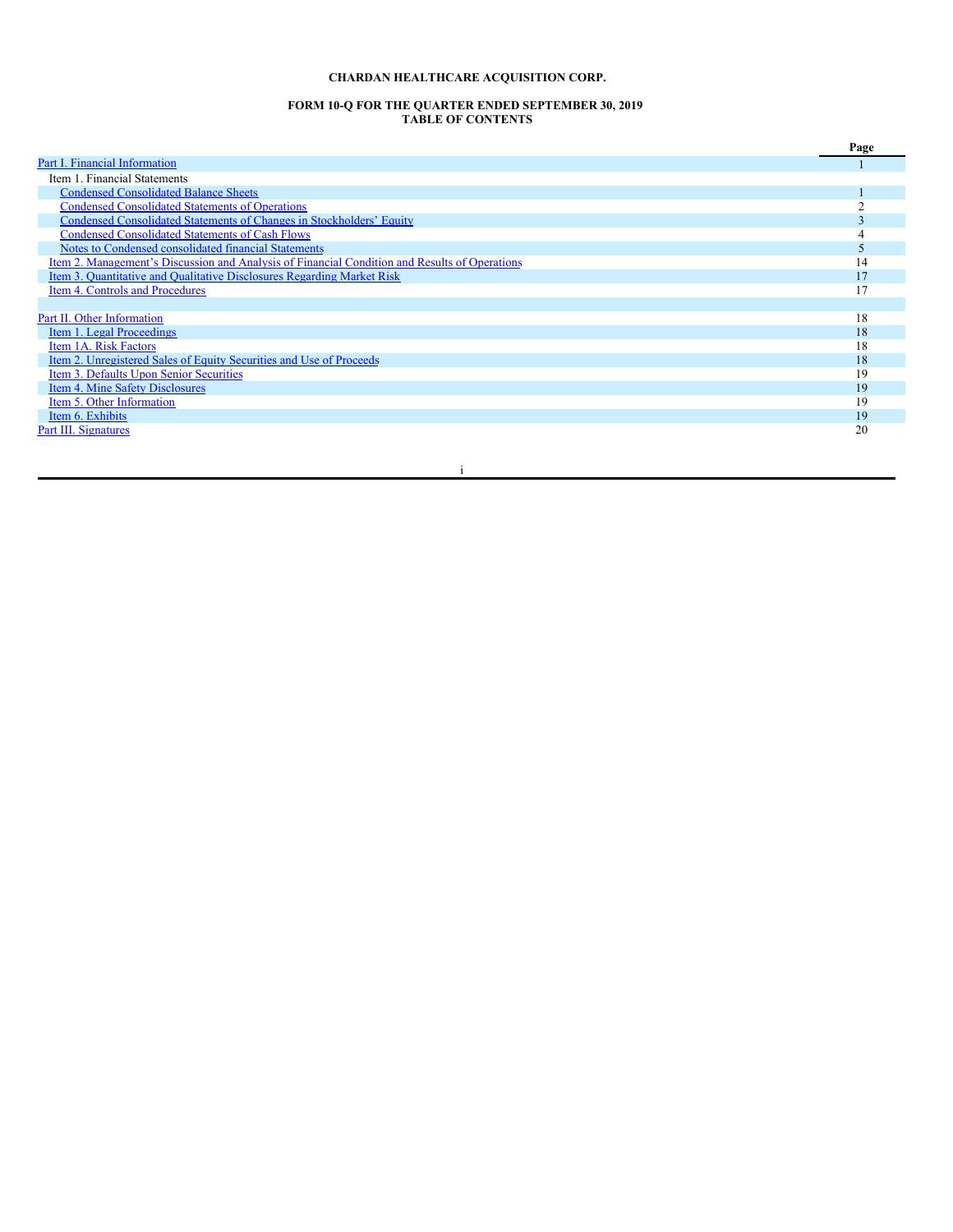**CHARDAN HEALTHCARE ACQUISITION CORP.**

**FORM 10-Q FOR THE QUARTER ENDED SEPTEMBER 30, 2019**
**TABLE OF CONTENTS**

| | Page |
|---|---|
| Part I. Financial Information | 1 |
| Item 1. Financial Statements | |
| Condensed Consolidated Balance Sheets | 1 |
| Condensed Consolidated Statements of Operations | 2 |
| Condensed Consolidated Statements of Changes in Stockholders' Equity | 3 |
| Condensed Consolidated Statements of Cash Flows | 4 |
| Notes to Condensed consolidated financial Statements | 5 |
| Item 2. Management's Discussion and Analysis of Financial Condition and Results of Operations | 14 |
| Item 3. Quantitative and Qualitative Disclosures Regarding Market Risk | 17 |
| Item 4. Controls and Procedures | 17 |
| | |
| Part II. Other Information | 18 |
| Item 1. Legal Proceedings | 18 |
| Item 1A. Risk Factors | 18 |
| Item 2. Unregistered Sales of Equity Securities and Use of Proceeds | 18 |
| Item 3. Defaults Upon Senior Securities | 19 |
| Item 4. Mine Safety Disclosures | 19 |
| Item 5. Other Information | 19 |
| Item 6. Exhibits | 19 |
| Part III. Signatures | 20 |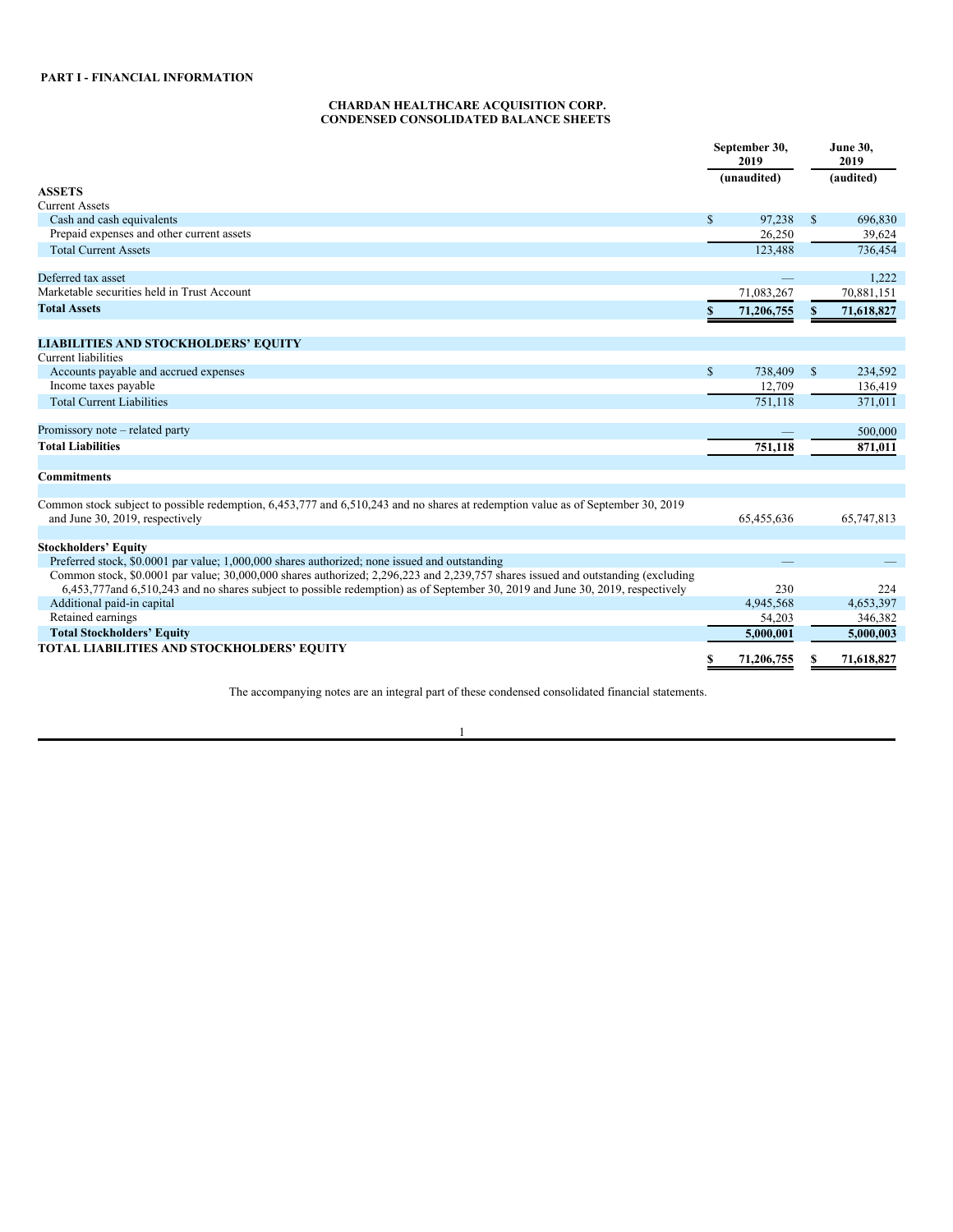**PART I - FINANCIAL INFORMATION**

**CHARDAN HEALTHCARE ACQUISITION CORP.**
**CONDENSED CONSOLIDATED BALANCE SHEETS**

| | September 30, 2019 | June 30, 2019 |
|---|---|---|
| | (unaudited) | (audited) |
| **ASSETS** | | |
| Current Assets | | |
| Cash and cash equivalents | $ 97,238 | $ 696,830 |
| Prepaid expenses and other current assets | 26,250 | 39,624 |
| Total Current Assets | 123,488 | 736,454 |
| | | |
| Deferred tax asset | — | 1,222 |
| Marketable securities held in Trust Account | 71,083,267 | 70,881,151 |
| **Total Assets** | **$ 71,206,755** | **$ 71,618,827** |
| | | |
| **LIABILITIES AND STOCKHOLDERS' EQUITY** | | |
| Current liabilities | | |
| Accounts payable and accrued expenses | $ 738,409 | $ 234,592 |
| Income taxes payable | 12,709 | 136,419 |
| Total Current Liabilities | 751,118 | 371,011 |
| | | |
| Promissory note – related party | — | 500,000 |
| **Total Liabilities** | **751,118** | **871,011** |
| | | |
| **Commitments** | | |
| | | |
| Common stock subject to possible redemption, 6,453,777 and 6,510,243 and no shares at redemption value as of September 30, 2019 and June 30, 2019, respectively | 65,455,636 | 65,747,813 |
| | | |
| **Stockholders' Equity** | | |
| Preferred stock, $0.0001 par value; 1,000,000 shares authorized; none issued and outstanding | — | — |
| Common stock, $0.0001 par value; 30,000,000 shares authorized; 2,296,223 and 2,239,757 shares issued and outstanding (excluding 6,453,777and 6,510,243 and no shares subject to possible redemption) as of September 30, 2019 and June 30, 2019, respectively | 230 | 224 |
| Additional paid-in capital | 4,945,568 | 4,653,397 |
| Retained earnings | 54,203 | 346,382 |
| **Total Stockholders' Equity** | **5,000,001** | **5,000,003** |
| **TOTAL LIABILITIES AND STOCKHOLDERS' EQUITY** | **$ 71,206,755** | **$ 71,618,827** |

The accompanying notes are an integral part of these condensed consolidated financial statements.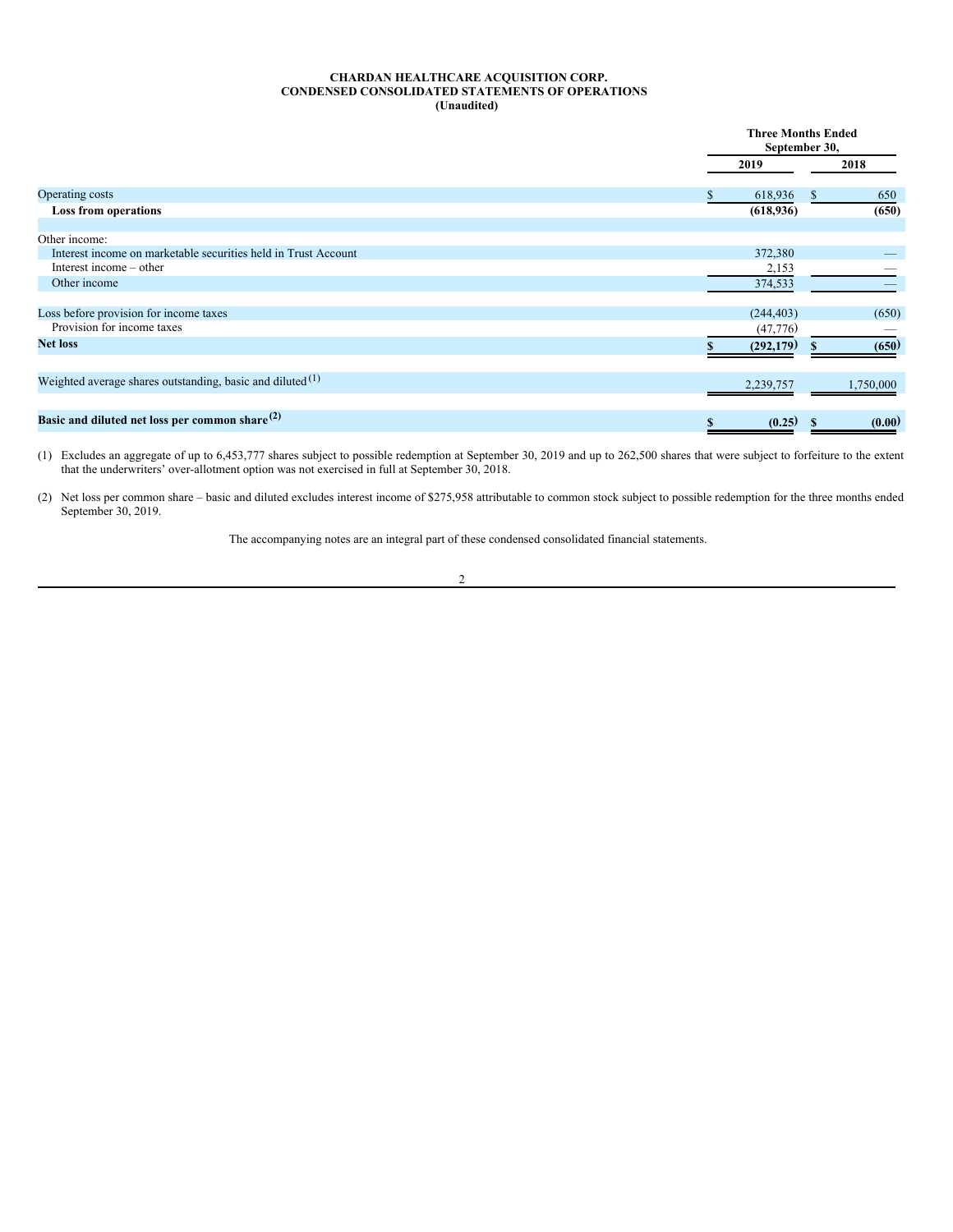**CHARDAN HEALTHCARE ACQUISITION CORP.**
**CONDENSED CONSOLIDATED STATEMENTS OF OPERATIONS**
**(Unaudited)**

| | Three Months Ended September 30, | |
|---|---|---|
| | **2019** | **2018** |
| Operating costs | $ 618,936 | $ 650 |
| **Loss from operations** | **(618,936)** | **(650)** |
| | | |
| Other income: | | |
| Interest income on marketable securities held in Trust Account | 372,380 | — |
| Interest income – other | 2,153 | — |
| Other income | 374,533 | — |
| | | |
| Loss before provision for income taxes | (244,403) | (650) |
| Provision for income taxes | (47,776) | — |
| **Net loss** | **$ (292,179)** | **$ (650)** |
| | | |
| Weighted average shares outstanding, basic and diluted [(1)] | 2,239,757 | 1,750,000 |
| | | |
| **Basic and diluted net loss per common share [(2)]** | **$ (0.25)** | **$ (0.00)** |

(1) Excludes an aggregate of up to 6,453,777 shares subject to possible redemption at September 30, 2019 and up to 262,500 shares that were subject to forfeiture to the extent that the underwriters' over-allotment option was not exercised in full at September 30, 2018.

(2) Net loss per common share – basic and diluted excludes interest income of $275,958 attributable to common stock subject to possible redemption for the three months ended September 30, 2019.

The accompanying notes are an integral part of these condensed consolidated financial statements.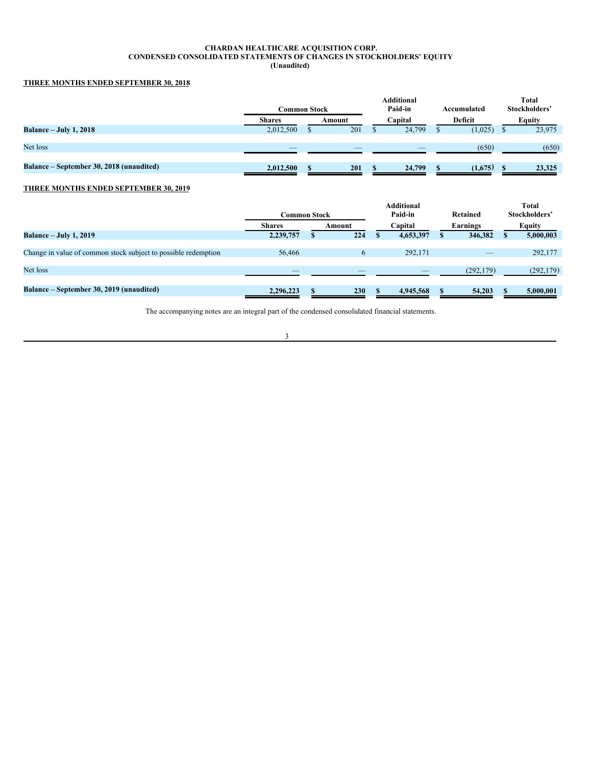**CHARDAN HEALTHCARE ACQUISITION CORP.**
**CONDENSED CONSOLIDATED STATEMENTS OF CHANGES IN STOCKHOLDERS' EQUITY**
**(Unaudited)**

**THREE MONTHS ENDED SEPTEMBER 30, 2018**

| | Common Stock | | Additional Paid-in | Accumulated | Total Stockholders' |
|---|---|---|---|---|---|
| | Shares | Amount | Capital | Deficit | Equity |
| **Balance – July 1, 2018** | 2,012,500 | $ 201 | $ 24,799 | $ (1,025) | $ 23,975 |
| Net loss | — | — | — | (650) | (650) |
| **Balance – September 30, 2018 (unaudited)** | **2,012,500** | **$ 201** | **$ 24,799** | **$ (1,675)** | **$ 23,325** |

**THREE MONTHS ENDED SEPTEMBER 30, 2019**

| | Common Stock | | Additional Paid-in | Retained | Total Stockholders' |
|---|---|---|---|---|---|
| | Shares | Amount | Capital | Earnings | Equity |
| **Balance – July 1, 2019** | **2,239,757** | **$ 224** | **$ 4,653,397** | **$ 346,382** | **$ 5,000,003** |
| Change in value of common stock subject to possible redemption | 56,466 | 6 | 292,171 | — | 292,177 |
| Net loss | — | — | — | (292,179) | (292,179) |
| **Balance – September 30, 2019 (unaudited)** | **2,296,223** | **$ 230** | **$ 4,945,568** | **$ 54,203** | **$ 5,000,001** |

The accompanying notes are an integral part of the condensed consolidated financial statements.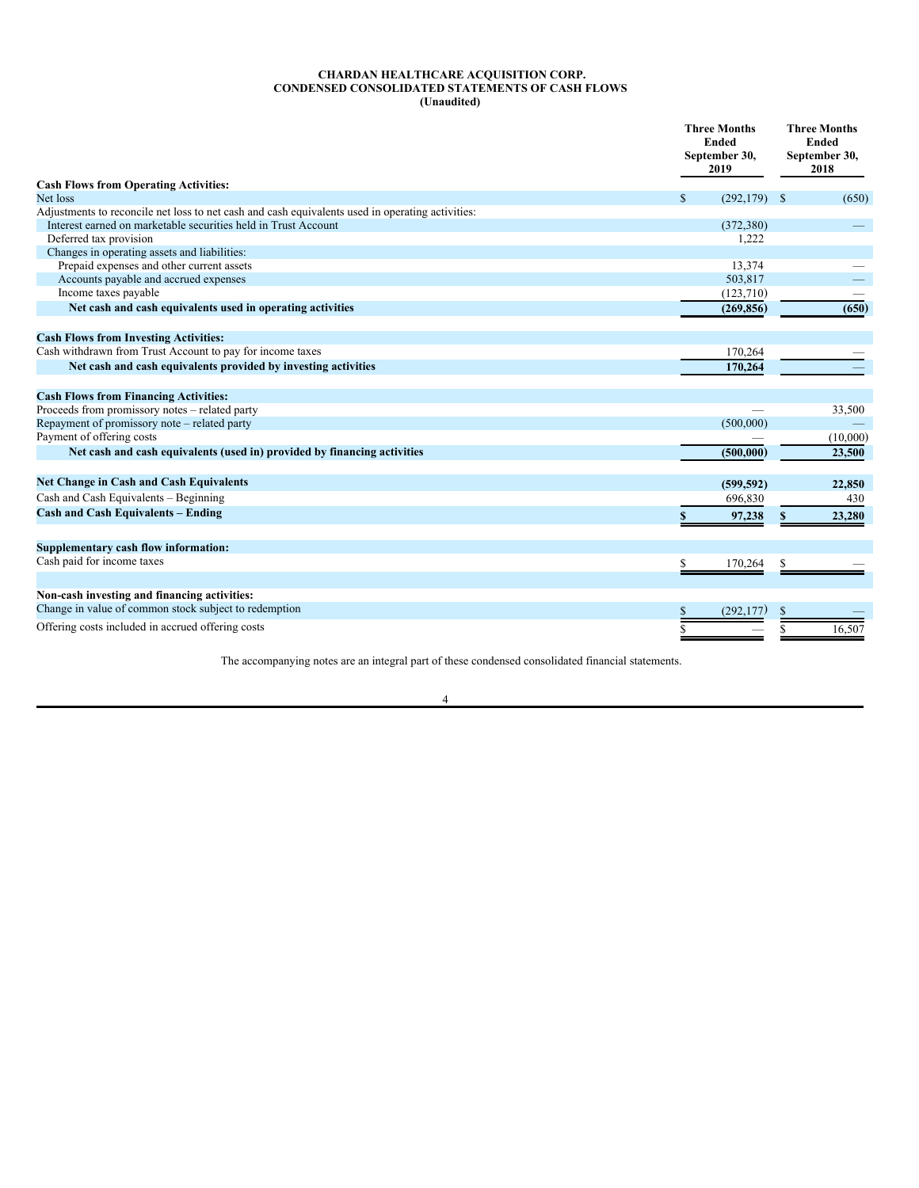**CHARDAN HEALTHCARE ACQUISITION CORP.**
**CONDENSED CONSOLIDATED STATEMENTS OF CASH FLOWS**
**(Unaudited)**

| | Three Months Ended September 30, 2019 | Three Months Ended September 30, 2018 |
|---|---|---|
| **Cash Flows from Operating Activities:** | | |
| Net loss | $ (292,179) | $ (650) |
| Adjustments to reconcile net loss to net cash and cash equivalents used in operating activities: | | |
| Interest earned on marketable securities held in Trust Account | (372,380) | — |
| Deferred tax provision | 1,222 | |
| Changes in operating assets and liabilities: | | |
| Prepaid expenses and other current assets | 13,374 | — |
| Accounts payable and accrued expenses | 503,817 | — |
| Income taxes payable | (123,710) | — |
| **Net cash and cash equivalents used in operating activities** | **(269,856)** | **(650)** |
| | | |
| **Cash Flows from Investing Activities:** | | |
| Cash withdrawn from Trust Account to pay for income taxes | 170,264 | — |
| **Net cash and cash equivalents provided by investing activities** | **170,264** | **—** |
| | | |
| **Cash Flows from Financing Activities:** | | |
| Proceeds from promissory notes – related party | — | 33,500 |
| Repayment of promissory note – related party | (500,000) | — |
| Payment of offering costs | — | (10,000) |
| **Net cash and cash equivalents (used in) provided by financing activities** | **(500,000)** | **23,500** |
| | | |
| **Net Change in Cash and Cash Equivalents** | **(599,592)** | **22,850** |
| Cash and Cash Equivalents – Beginning | 696,830 | 430 |
| **Cash and Cash Equivalents – Ending** | **$ 97,238** | **$ 23,280** |
| | | |
| **Supplementary cash flow information:** | | |
| Cash paid for income taxes | $ 170,264 | $ — |
| | | |
| **Non-cash investing and financing activities:** | | |
| Change in value of common stock subject to redemption | $ (292,177) | $ — |
| Offering costs included in accrued offering costs | $ — | $ 16,507 |

The accompanying notes are an integral part of these condensed consolidated financial statements.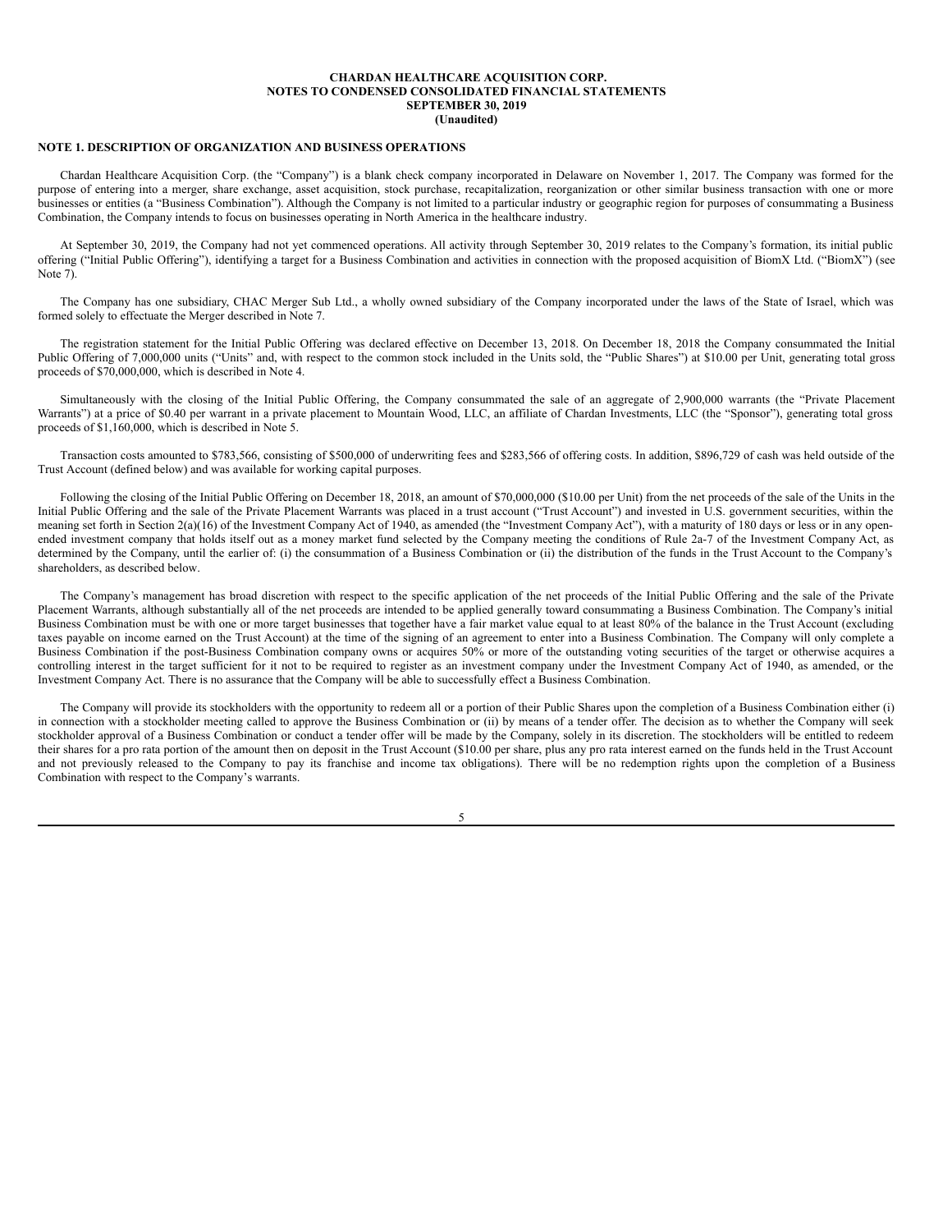**CHARDAN HEALTHCARE ACQUISITION CORP.**
**NOTES TO CONDENSED CONSOLIDATED FINANCIAL STATEMENTS**
**SEPTEMBER 30, 2019**
**(Unaudited)**

## NOTE 1. DESCRIPTION OF ORGANIZATION AND BUSINESS OPERATIONS

Chardan Healthcare Acquisition Corp. (the "Company") is a blank check company incorporated in Delaware on November 1, 2017. The Company was formed for the purpose of entering into a merger, share exchange, asset acquisition, stock purchase, recapitalization, reorganization or other similar business transaction with one or more businesses or entities (a "Business Combination"). Although the Company is not limited to a particular industry or geographic region for purposes of consummating a Business Combination, the Company intends to focus on businesses operating in North America in the healthcare industry.

At September 30, 2019, the Company had not yet commenced operations. All activity through September 30, 2019 relates to the Company's formation, its initial public offering ("Initial Public Offering"), identifying a target for a Business Combination and activities in connection with the proposed acquisition of BiomX Ltd. ("BiomX") (see Note 7).

The Company has one subsidiary, CHAC Merger Sub Ltd., a wholly owned subsidiary of the Company incorporated under the laws of the State of Israel, which was formed solely to effectuate the Merger described in Note 7.

The registration statement for the Initial Public Offering was declared effective on December 13, 2018. On December 18, 2018 the Company consummated the Initial Public Offering of 7,000,000 units ("Units" and, with respect to the common stock included in the Units sold, the "Public Shares") at $10.00 per Unit, generating total gross proceeds of $70,000,000, which is described in Note 4.

Simultaneously with the closing of the Initial Public Offering, the Company consummated the sale of an aggregate of 2,900,000 warrants (the "Private Placement Warrants") at a price of $0.40 per warrant in a private placement to Mountain Wood, LLC, an affiliate of Chardan Investments, LLC (the "Sponsor"), generating total gross proceeds of $1,160,000, which is described in Note 5.

Transaction costs amounted to $783,566, consisting of $500,000 of underwriting fees and $283,566 of offering costs. In addition, $896,729 of cash was held outside of the Trust Account (defined below) and was available for working capital purposes.

Following the closing of the Initial Public Offering on December 18, 2018, an amount of $70,000,000 ($10.00 per Unit) from the net proceeds of the sale of the Units in the Initial Public Offering and the sale of the Private Placement Warrants was placed in a trust account ("Trust Account") and invested in U.S. government securities, within the meaning set forth in Section 2(a)(16) of the Investment Company Act of 1940, as amended (the "Investment Company Act"), with a maturity of 180 days or less or in any open-ended investment company that holds itself out as a money market fund selected by the Company meeting the conditions of Rule 2a-7 of the Investment Company Act, as determined by the Company, until the earlier of: (i) the consummation of a Business Combination or (ii) the distribution of the funds in the Trust Account to the Company's shareholders, as described below.

The Company's management has broad discretion with respect to the specific application of the net proceeds of the Initial Public Offering and the sale of the Private Placement Warrants, although substantially all of the net proceeds are intended to be applied generally toward consummating a Business Combination. The Company's initial Business Combination must be with one or more target businesses that together have a fair market value equal to at least 80% of the balance in the Trust Account (excluding taxes payable on income earned on the Trust Account) at the time of the signing of an agreement to enter into a Business Combination. The Company will only complete a Business Combination if the post-Business Combination company owns or acquires 50% or more of the outstanding voting securities of the target or otherwise acquires a controlling interest in the target sufficient for it not to be required to register as an investment company under the Investment Company Act of 1940, as amended, or the Investment Company Act. There is no assurance that the Company will be able to successfully effect a Business Combination.

The Company will provide its stockholders with the opportunity to redeem all or a portion of their Public Shares upon the completion of a Business Combination either (i) in connection with a stockholder meeting called to approve the Business Combination or (ii) by means of a tender offer. The decision as to whether the Company will seek stockholder approval of a Business Combination or conduct a tender offer will be made by the Company, solely in its discretion. The stockholders will be entitled to redeem their shares for a pro rata portion of the amount then on deposit in the Trust Account ($10.00 per share, plus any pro rata interest earned on the funds held in the Trust Account and not previously released to the Company to pay its franchise and income tax obligations). There will be no redemption rights upon the completion of a Business Combination with respect to the Company's warrants.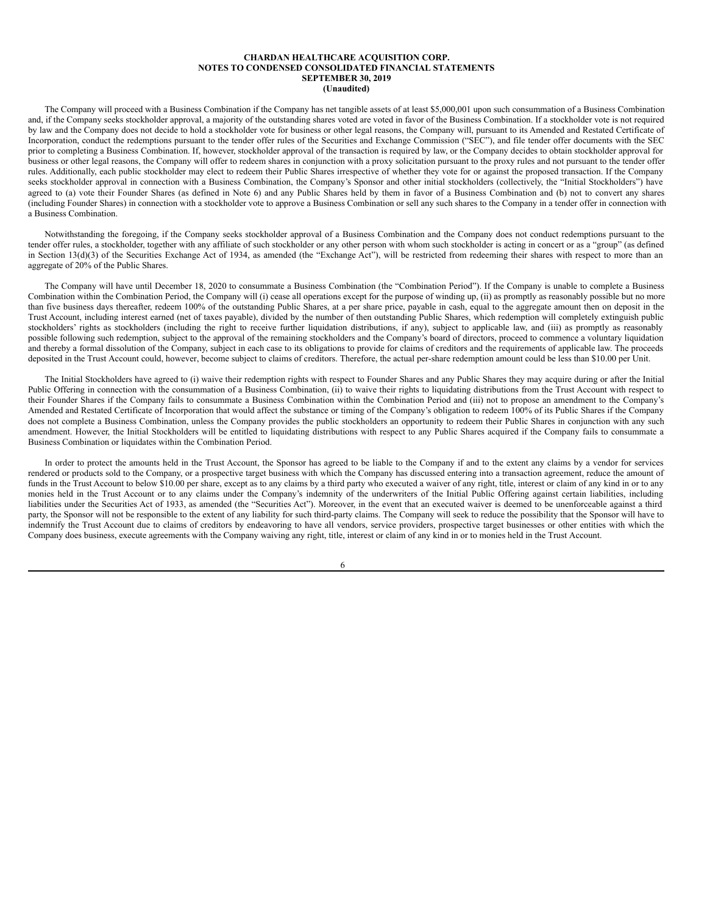The Company will proceed with a Business Combination if the Company has net tangible assets of at least $5,000,001 upon such consummation of a Business Combination and, if the Company seeks stockholder approval, a majority of the outstanding shares voted are voted in favor of the Business Combination. If a stockholder vote is not required by law and the Company does not decide to hold a stockholder vote for business or other legal reasons, the Company will, pursuant to its Amended and Restated Certificate of Incorporation, conduct the redemptions pursuant to the tender offer rules of the Securities and Exchange Commission ("SEC"), and file tender offer documents with the SEC prior to completing a Business Combination. If, however, stockholder approval of the transaction is required by law, or the Company decides to obtain stockholder approval for business or other legal reasons, the Company will offer to redeem shares in conjunction with a proxy solicitation pursuant to the proxy rules and not pursuant to the tender offer rules. Additionally, each public stockholder may elect to redeem their Public Shares irrespective of whether they vote for or against the proposed transaction. If the Company seeks stockholder approval in connection with a Business Combination, the Company's Sponsor and other initial stockholders (collectively, the "Initial Stockholders") have agreed to (a) vote their Founder Shares (as defined in Note 6) and any Public Shares held by them in favor of a Business Combination and (b) not to convert any shares (including Founder Shares) in connection with a stockholder vote to approve a Business Combination or sell any such shares to the Company in a tender offer in connection with a Business Combination.

Notwithstanding the foregoing, if the Company seeks stockholder approval of a Business Combination and the Company does not conduct redemptions pursuant to the tender offer rules, a stockholder, together with any affiliate of such stockholder or any other person with whom such stockholder is acting in concert or as a "group" (as defined in Section 13(d)(3) of the Securities Exchange Act of 1934, as amended (the "Exchange Act"), will be restricted from redeeming their shares with respect to more than an aggregate of 20% of the Public Shares.

The Company will have until December 18, 2020 to consummate a Business Combination (the "Combination Period"). If the Company is unable to complete a Business Combination within the Combination Period, the Company will (i) cease all operations except for the purpose of winding up, (ii) as promptly as reasonably possible but no more than five business days thereafter, redeem 100% of the outstanding Public Shares, at a per share price, payable in cash, equal to the aggregate amount then on deposit in the Trust Account, including interest earned (net of taxes payable), divided by the number of then outstanding Public Shares, which redemption will completely extinguish public stockholders' rights as stockholders (including the right to receive further liquidation distributions, if any), subject to applicable law, and (iii) as promptly as reasonably possible following such redemption, subject to the approval of the remaining stockholders and the Company's board of directors, proceed to commence a voluntary liquidation and thereby a formal dissolution of the Company, subject in each case to its obligations to provide for claims of creditors and the requirements of applicable law. The proceeds deposited in the Trust Account could, however, become subject to claims of creditors. Therefore, the actual per-share redemption amount could be less than $10.00 per Unit.

The Initial Stockholders have agreed to (i) waive their redemption rights with respect to Founder Shares and any Public Shares they may acquire during or after the Initial Public Offering in connection with the consummation of a Business Combination, (ii) to waive their rights to liquidating distributions from the Trust Account with respect to their Founder Shares if the Company fails to consummate a Business Combination within the Combination Period and (iii) not to propose an amendment to the Company's Amended and Restated Certificate of Incorporation that would affect the substance or timing of the Company's obligation to redeem 100% of its Public Shares if the Company does not complete a Business Combination, unless the Company provides the public stockholders an opportunity to redeem their Public Shares in conjunction with any such amendment. However, the Initial Stockholders will be entitled to liquidating distributions with respect to any Public Shares acquired if the Company fails to consummate a Business Combination or liquidates within the Combination Period.

In order to protect the amounts held in the Trust Account, the Sponsor has agreed to be liable to the Company if and to the extent any claims by a vendor for services rendered or products sold to the Company, or a prospective target business with which the Company has discussed entering into a transaction agreement, reduce the amount of funds in the Trust Account to below $10.00 per share, except as to any claims by a third party who executed a waiver of any right, title, interest or claim of any kind in or to any monies held in the Trust Account or to any claims under the Company's indemnity of the underwriters of the Initial Public Offering against certain liabilities, including liabilities under the Securities Act of 1933, as amended (the "Securities Act"). Moreover, in the event that an executed waiver is deemed to be unenforceable against a third party, the Sponsor will not be responsible to the extent of any liability for such third-party claims. The Company will seek to reduce the possibility that the Sponsor will have to indemnify the Trust Account due to claims of creditors by endeavoring to have all vendors, service providers, prospective target businesses or other entities with which the Company does business, execute agreements with the Company waiving any right, title, interest or claim of any kind in or to monies held in the Trust Account.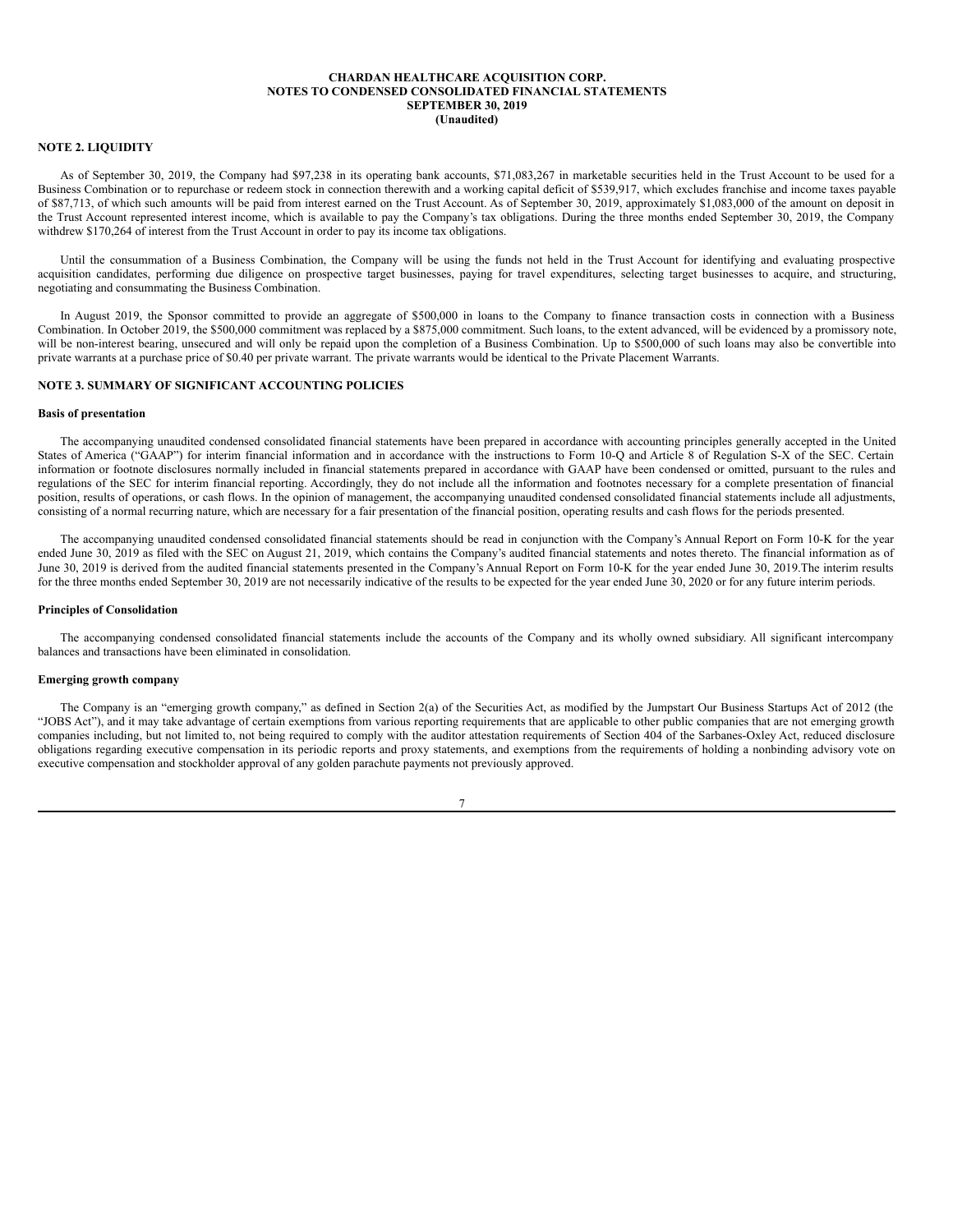**CHARDAN HEALTHCARE ACQUISITION CORP.**
**NOTES TO CONDENSED CONSOLIDATED FINANCIAL STATEMENTS**
**SEPTEMBER 30, 2019**
**(Unaudited)**

## NOTE 2. LIQUIDITY

As of September 30, 2019, the Company had $97,238 in its operating bank accounts, $71,083,267 in marketable securities held in the Trust Account to be used for a Business Combination or to repurchase or redeem stock in connection therewith and a working capital deficit of $539,917, which excludes franchise and income taxes payable of $87,713, of which such amounts will be paid from interest earned on the Trust Account. As of September 30, 2019, approximately $1,083,000 of the amount on deposit in the Trust Account represented interest income, which is available to pay the Company's tax obligations. During the three months ended September 30, 2019, the Company withdrew $170,264 of interest from the Trust Account in order to pay its income tax obligations.

Until the consummation of a Business Combination, the Company will be using the funds not held in the Trust Account for identifying and evaluating prospective acquisition candidates, performing due diligence on prospective target businesses, paying for travel expenditures, selecting target businesses to acquire, and structuring, negotiating and consummating the Business Combination.

In August 2019, the Sponsor committed to provide an aggregate of $500,000 in loans to the Company to finance transaction costs in connection with a Business Combination. In October 2019, the $500,000 commitment was replaced by a $875,000 commitment. Such loans, to the extent advanced, will be evidenced by a promissory note, will be non-interest bearing, unsecured and will only be repaid upon the completion of a Business Combination. Up to $500,000 of such loans may also be convertible into private warrants at a purchase price of $0.40 per private warrant. The private warrants would be identical to the Private Placement Warrants.

## NOTE 3. SUMMARY OF SIGNIFICANT ACCOUNTING POLICIES

### Basis of presentation

The accompanying unaudited condensed consolidated financial statements have been prepared in accordance with accounting principles generally accepted in the United States of America ("GAAP") for interim financial information and in accordance with the instructions to Form 10-Q and Article 8 of Regulation S-X of the SEC. Certain information or footnote disclosures normally included in financial statements prepared in accordance with GAAP have been condensed or omitted, pursuant to the rules and regulations of the SEC for interim financial reporting. Accordingly, they do not include all the information and footnotes necessary for a complete presentation of financial position, results of operations, or cash flows. In the opinion of management, the accompanying unaudited condensed consolidated financial statements include all adjustments, consisting of a normal recurring nature, which are necessary for a fair presentation of the financial position, operating results and cash flows for the periods presented.

The accompanying unaudited condensed consolidated financial statements should be read in conjunction with the Company's Annual Report on Form 10-K for the year ended June 30, 2019 as filed with the SEC on August 21, 2019, which contains the Company's audited financial statements and notes thereto. The financial information as of June 30, 2019 is derived from the audited financial statements presented in the Company's Annual Report on Form 10-K for the year ended June 30, 2019.The interim results for the three months ended September 30, 2019 are not necessarily indicative of the results to be expected for the year ended June 30, 2020 or for any future interim periods.

### Principles of Consolidation

The accompanying condensed consolidated financial statements include the accounts of the Company and its wholly owned subsidiary. All significant intercompany balances and transactions have been eliminated in consolidation.

### Emerging growth company

The Company is an "emerging growth company," as defined in Section 2(a) of the Securities Act, as modified by the Jumpstart Our Business Startups Act of 2012 (the "JOBS Act"), and it may take advantage of certain exemptions from various reporting requirements that are applicable to other public companies that are not emerging growth companies including, but not limited to, not being required to comply with the auditor attestation requirements of Section 404 of the Sarbanes-Oxley Act, reduced disclosure obligations regarding executive compensation in its periodic reports and proxy statements, and exemptions from the requirements of holding a nonbinding advisory vote on executive compensation and stockholder approval of any golden parachute payments not previously approved.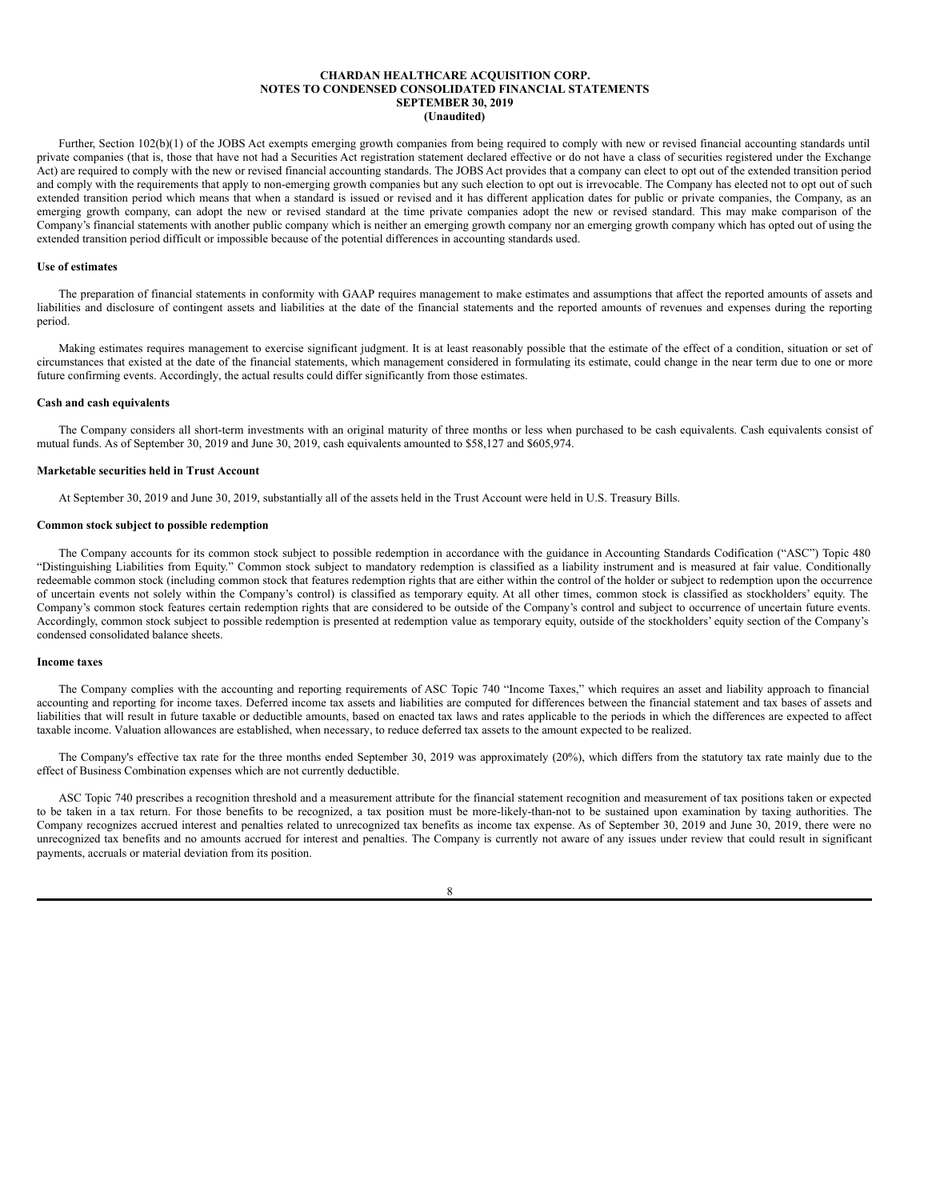Further, Section 102(b)(1) of the JOBS Act exempts emerging growth companies from being required to comply with new or revised financial accounting standards until private companies (that is, those that have not had a Securities Act registration statement declared effective or do not have a class of securities registered under the Exchange Act) are required to comply with the new or revised financial accounting standards. The JOBS Act provides that a company can elect to opt out of the extended transition period and comply with the requirements that apply to non-emerging growth companies but any such election to opt out is irrevocable. The Company has elected not to opt out of such extended transition period which means that when a standard is issued or revised and it has different application dates for public or private companies, the Company, as an emerging growth company, can adopt the new or revised standard at the time private companies adopt the new or revised standard. This may make comparison of the Company's financial statements with another public company which is neither an emerging growth company nor an emerging growth company which has opted out of using the extended transition period difficult or impossible because of the potential differences in accounting standards used.

**Use of estimates**

The preparation of financial statements in conformity with GAAP requires management to make estimates and assumptions that affect the reported amounts of assets and liabilities and disclosure of contingent assets and liabilities at the date of the financial statements and the reported amounts of revenues and expenses during the reporting period.

Making estimates requires management to exercise significant judgment. It is at least reasonably possible that the estimate of the effect of a condition, situation or set of circumstances that existed at the date of the financial statements, which management considered in formulating its estimate, could change in the near term due to one or more future confirming events. Accordingly, the actual results could differ significantly from those estimates.

**Cash and cash equivalents**

The Company considers all short-term investments with an original maturity of three months or less when purchased to be cash equivalents. Cash equivalents consist of mutual funds. As of September 30, 2019 and June 30, 2019, cash equivalents amounted to $58,127 and $605,974.

**Marketable securities held in Trust Account**

At September 30, 2019 and June 30, 2019, substantially all of the assets held in the Trust Account were held in U.S. Treasury Bills.

**Common stock subject to possible redemption**

The Company accounts for its common stock subject to possible redemption in accordance with the guidance in Accounting Standards Codification ("ASC") Topic 480 "Distinguishing Liabilities from Equity." Common stock subject to mandatory redemption is classified as a liability instrument and is measured at fair value. Conditionally redeemable common stock (including common stock that features redemption rights that are either within the control of the holder or subject to redemption upon the occurrence of uncertain events not solely within the Company's control) is classified as temporary equity. At all other times, common stock is classified as stockholders' equity. The Company's common stock features certain redemption rights that are considered to be outside of the Company's control and subject to occurrence of uncertain future events. Accordingly, common stock subject to possible redemption is presented at redemption value as temporary equity, outside of the stockholders' equity section of the Company's condensed consolidated balance sheets.

**Income taxes**

The Company complies with the accounting and reporting requirements of ASC Topic 740 "Income Taxes," which requires an asset and liability approach to financial accounting and reporting for income taxes. Deferred income tax assets and liabilities are computed for differences between the financial statement and tax bases of assets and liabilities that will result in future taxable or deductible amounts, based on enacted tax laws and rates applicable to the periods in which the differences are expected to affect taxable income. Valuation allowances are established, when necessary, to reduce deferred tax assets to the amount expected to be realized.

The Company's effective tax rate for the three months ended September 30, 2019 was approximately (20%), which differs from the statutory tax rate mainly due to the effect of Business Combination expenses which are not currently deductible.

ASC Topic 740 prescribes a recognition threshold and a measurement attribute for the financial statement recognition and measurement of tax positions taken or expected to be taken in a tax return. For those benefits to be recognized, a tax position must be more-likely-than-not to be sustained upon examination by taxing authorities. The Company recognizes accrued interest and penalties related to unrecognized tax benefits as income tax expense. As of September 30, 2019 and June 30, 2019, there were no unrecognized tax benefits and no amounts accrued for interest and penalties. The Company is currently not aware of any issues under review that could result in significant payments, accruals or material deviation from its position.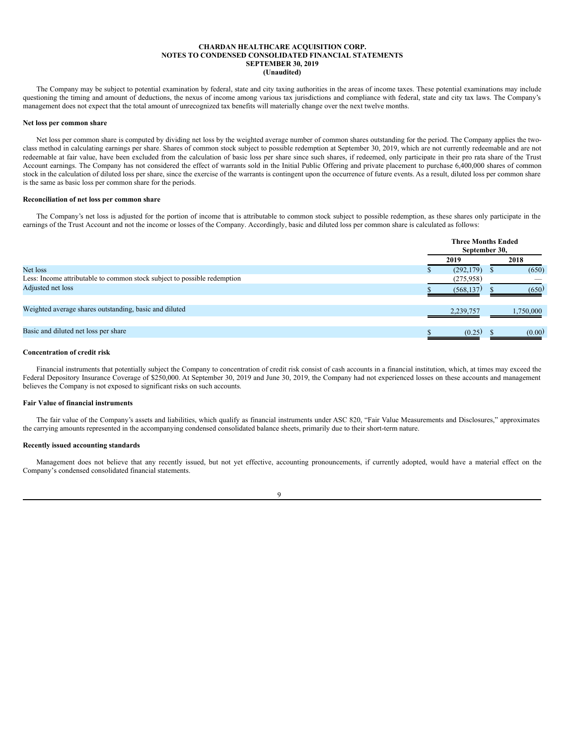**CHARDAN HEALTHCARE ACQUISITION CORP.**
**NOTES TO CONDENSED CONSOLIDATED FINANCIAL STATEMENTS**
**SEPTEMBER 30, 2019**
**(Unaudited)**

The Company may be subject to potential examination by federal, state and city taxing authorities in the areas of income taxes. These potential examinations may include questioning the timing and amount of deductions, the nexus of income among various tax jurisdictions and compliance with federal, state and city tax laws. The Company's management does not expect that the total amount of unrecognized tax benefits will materially change over the next twelve months.

**Net loss per common share**

Net loss per common share is computed by dividing net loss by the weighted average number of common shares outstanding for the period. The Company applies the two-class method in calculating earnings per share. Shares of common stock subject to possible redemption at September 30, 2019, which are not currently redeemable and are not redeemable at fair value, have been excluded from the calculation of basic loss per share since such shares, if redeemed, only participate in their pro rata share of the Trust Account earnings. The Company has not considered the effect of warrants sold in the Initial Public Offering and private placement to purchase 6,400,000 shares of common stock in the calculation of diluted loss per share, since the exercise of the warrants is contingent upon the occurrence of future events. As a result, diluted loss per common share is the same as basic loss per common share for the periods.

**Reconciliation of net loss per common share**

The Company's net loss is adjusted for the portion of income that is attributable to common stock subject to possible redemption, as these shares only participate in the earnings of the Trust Account and not the income or losses of the Company. Accordingly, basic and diluted loss per common share is calculated as follows:

| | Three Months Ended September 30, | |
|---|---|---|
| | 2019 | 2018 |
| Net loss | $ (292,179) | $ (650) |
| Less: Income attributable to common stock subject to possible redemption | (275,958) | — |
| Adjusted net loss | $ (568,137) | $ (650) |
| Weighted average shares outstanding, basic and diluted | 2,239,757 | 1,750,000 |
| Basic and diluted net loss per share | $ (0.25) | $ (0.00) |

**Concentration of credit risk**

Financial instruments that potentially subject the Company to concentration of credit risk consist of cash accounts in a financial institution, which, at times may exceed the Federal Depository Insurance Coverage of $250,000. At September 30, 2019 and June 30, 2019, the Company had not experienced losses on these accounts and management believes the Company is not exposed to significant risks on such accounts.

**Fair Value of financial instruments**

The fair value of the Company's assets and liabilities, which qualify as financial instruments under ASC 820, "Fair Value Measurements and Disclosures," approximates the carrying amounts represented in the accompanying condensed consolidated balance sheets, primarily due to their short-term nature.

**Recently issued accounting standards**

Management does not believe that any recently issued, but not yet effective, accounting pronouncements, if currently adopted, would have a material effect on the Company's condensed consolidated financial statements.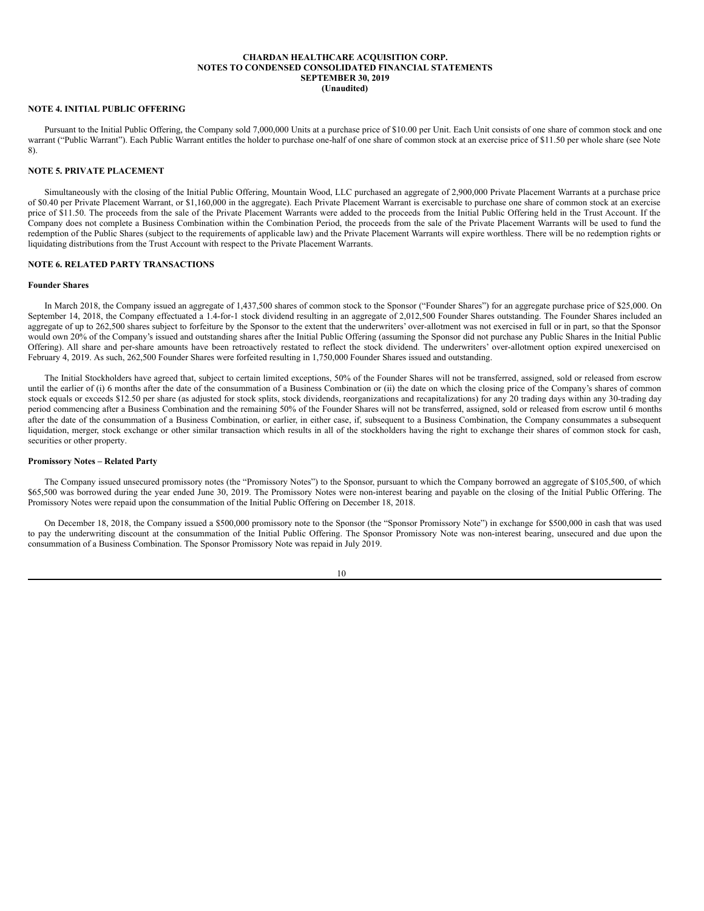**CHARDAN HEALTHCARE ACQUISITION CORP.**
**NOTES TO CONDENSED CONSOLIDATED FINANCIAL STATEMENTS**
**SEPTEMBER 30, 2019**
**(Unaudited)**

## NOTE 4. INITIAL PUBLIC OFFERING

Pursuant to the Initial Public Offering, the Company sold 7,000,000 Units at a purchase price of $10.00 per Unit. Each Unit consists of one share of common stock and one warrant ("Public Warrant"). Each Public Warrant entitles the holder to purchase one-half of one share of common stock at an exercise price of $11.50 per whole share (see Note 8).

## NOTE 5. PRIVATE PLACEMENT

Simultaneously with the closing of the Initial Public Offering, Mountain Wood, LLC purchased an aggregate of 2,900,000 Private Placement Warrants at a purchase price of $0.40 per Private Placement Warrant, or $1,160,000 in the aggregate). Each Private Placement Warrant is exercisable to purchase one share of common stock at an exercise price of $11.50. The proceeds from the sale of the Private Placement Warrants were added to the proceeds from the Initial Public Offering held in the Trust Account. If the Company does not complete a Business Combination within the Combination Period, the proceeds from the sale of the Private Placement Warrants will be used to fund the redemption of the Public Shares (subject to the requirements of applicable law) and the Private Placement Warrants will expire worthless. There will be no redemption rights or liquidating distributions from the Trust Account with respect to the Private Placement Warrants.

## NOTE 6. RELATED PARTY TRANSACTIONS

**Founder Shares**

In March 2018, the Company issued an aggregate of 1,437,500 shares of common stock to the Sponsor ("Founder Shares") for an aggregate purchase price of $25,000. On September 14, 2018, the Company effectuated a 1.4-for-1 stock dividend resulting in an aggregate of 2,012,500 Founder Shares outstanding. The Founder Shares included an aggregate of up to 262,500 shares subject to forfeiture by the Sponsor to the extent that the underwriters' over-allotment was not exercised in full or in part, so that the Sponsor would own 20% of the Company's issued and outstanding shares after the Initial Public Offering (assuming the Sponsor did not purchase any Public Shares in the Initial Public Offering). All share and per-share amounts have been retroactively restated to reflect the stock dividend. The underwriters' over-allotment option expired unexercised on February 4, 2019. As such, 262,500 Founder Shares were forfeited resulting in 1,750,000 Founder Shares issued and outstanding.

The Initial Stockholders have agreed that, subject to certain limited exceptions, 50% of the Founder Shares will not be transferred, assigned, sold or released from escrow until the earlier of (i) 6 months after the date of the consummation of a Business Combination or (ii) the date on which the closing price of the Company's shares of common stock equals or exceeds $12.50 per share (as adjusted for stock splits, stock dividends, reorganizations and recapitalizations) for any 20 trading days within any 30-trading day period commencing after a Business Combination and the remaining 50% of the Founder Shares will not be transferred, assigned, sold or released from escrow until 6 months after the date of the consummation of a Business Combination, or earlier, in either case, if, subsequent to a Business Combination, the Company consummates a subsequent liquidation, merger, stock exchange or other similar transaction which results in all of the stockholders having the right to exchange their shares of common stock for cash, securities or other property.

**Promissory Notes – Related Party**

The Company issued unsecured promissory notes (the "Promissory Notes") to the Sponsor, pursuant to which the Company borrowed an aggregate of $105,500, of which $65,500 was borrowed during the year ended June 30, 2019. The Promissory Notes were non-interest bearing and payable on the closing of the Initial Public Offering. The Promissory Notes were repaid upon the consummation of the Initial Public Offering on December 18, 2018.

On December 18, 2018, the Company issued a $500,000 promissory note to the Sponsor (the "Sponsor Promissory Note") in exchange for $500,000 in cash that was used to pay the underwriting discount at the consummation of the Initial Public Offering. The Sponsor Promissory Note was non-interest bearing, unsecured and due upon the consummation of a Business Combination. The Sponsor Promissory Note was repaid in July 2019.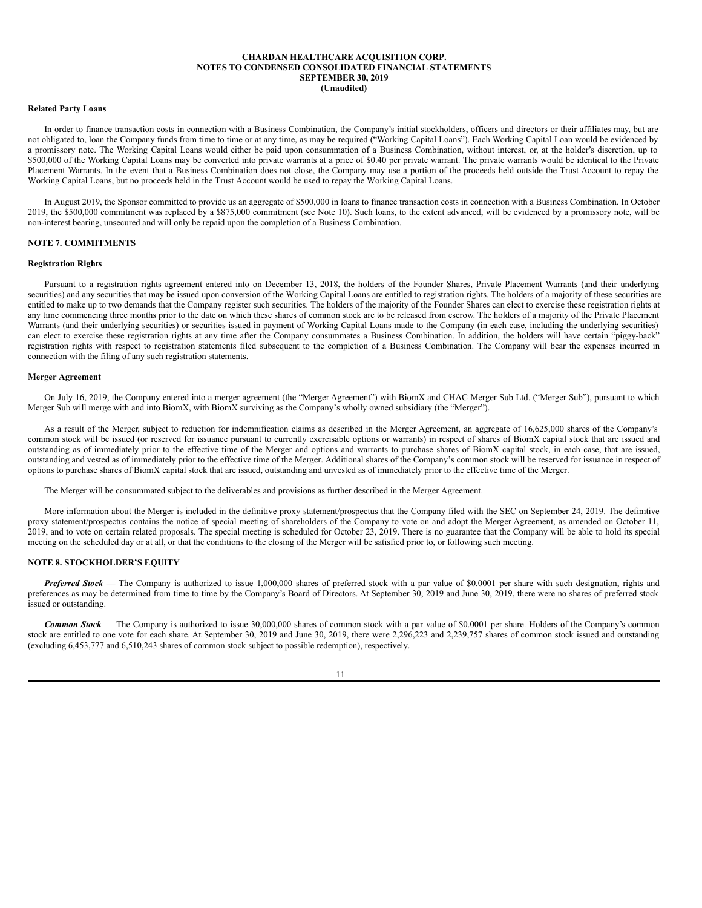# CHARDAN HEALTHCARE ACQUISITION CORP.
## NOTES TO CONDENSED CONSOLIDATED FINANCIAL STATEMENTS
## SEPTEMBER 30, 2019
## (Unaudited)

**Related Party Loans**

In order to finance transaction costs in connection with a Business Combination, the Company's initial stockholders, officers and directors or their affiliates may, but are not obligated to, loan the Company funds from time to time or at any time, as may be required ("Working Capital Loans"). Each Working Capital Loan would be evidenced by a promissory note. The Working Capital Loans would either be paid upon consummation of a Business Combination, without interest, or, at the holder's discretion, up to \$500,000 of the Working Capital Loans may be converted into private warrants at a price of \$0.40 per private warrant. The private warrants would be identical to the Private Placement Warrants. In the event that a Business Combination does not close, the Company may use a portion of the proceeds held outside the Trust Account to repay the Working Capital Loans, but no proceeds held in the Trust Account would be used to repay the Working Capital Loans.

In August 2019, the Sponsor committed to provide us an aggregate of \$500,000 in loans to finance transaction costs in connection with a Business Combination. In October 2019, the \$500,000 commitment was replaced by a \$875,000 commitment (see Note 10). Such loans, to the extent advanced, will be evidenced by a promissory note, will be non-interest bearing, unsecured and will only be repaid upon the completion of a Business Combination.

## NOTE 7. COMMITMENTS

**Registration Rights**

Pursuant to a registration rights agreement entered into on December 13, 2018, the holders of the Founder Shares, Private Placement Warrants (and their underlying securities) and any securities that may be issued upon conversion of the Working Capital Loans are entitled to registration rights. The holders of a majority of these securities are entitled to make up to two demands that the Company register such securities. The holders of the majority of the Founder Shares can elect to exercise these registration rights at any time commencing three months prior to the date on which these shares of common stock are to be released from escrow. The holders of a majority of the Private Placement Warrants (and their underlying securities) or securities issued in payment of Working Capital Loans made to the Company (in each case, including the underlying securities) can elect to exercise these registration rights at any time after the Company consummates a Business Combination. In addition, the holders will have certain "piggy-back" registration rights with respect to registration statements filed subsequent to the completion of a Business Combination. The Company will bear the expenses incurred in connection with the filing of any such registration statements.

**Merger Agreement**

On July 16, 2019, the Company entered into a merger agreement (the "Merger Agreement") with BiomX and CHAC Merger Sub Ltd. ("Merger Sub"), pursuant to which Merger Sub will merge with and into BiomX, with BiomX surviving as the Company's wholly owned subsidiary (the "Merger").

As a result of the Merger, subject to reduction for indemnification claims as described in the Merger Agreement, an aggregate of 16,625,000 shares of the Company's common stock will be issued (or reserved for issuance pursuant to currently exercisable options or warrants) in respect of shares of BiomX capital stock that are issued and outstanding as of immediately prior to the effective time of the Merger and options and warrants to purchase shares of BiomX capital stock, in each case, that are issued, outstanding and vested as of immediately prior to the effective time of the Merger. Additional shares of the Company's common stock will be reserved for issuance in respect of options to purchase shares of BiomX capital stock that are issued, outstanding and unvested as of immediately prior to the effective time of the Merger.

The Merger will be consummated subject to the deliverables and provisions as further described in the Merger Agreement.

More information about the Merger is included in the definitive proxy statement/prospectus that the Company filed with the SEC on September 24, 2019. The definitive proxy statement/prospectus contains the notice of special meeting of shareholders of the Company to vote on and adopt the Merger Agreement, as amended on October 11, 2019, and to vote on certain related proposals. The special meeting is scheduled for October 23, 2019. There is no guarantee that the Company will be able to hold its special meeting on the scheduled day or at all, or that the conditions to the closing of the Merger will be satisfied prior to, or following such meeting.

## NOTE 8. STOCKHOLDER'S EQUITY

***Preferred Stock*** **—** The Company is authorized to issue 1,000,000 shares of preferred stock with a par value of \$0.0001 per share with such designation, rights and preferences as may be determined from time to time by the Company's Board of Directors. At September 30, 2019 and June 30, 2019, there were no shares of preferred stock issued or outstanding.

***Common Stock*** — The Company is authorized to issue 30,000,000 shares of common stock with a par value of \$0.0001 per share. Holders of the Company's common stock are entitled to one vote for each share. At September 30, 2019 and June 30, 2019, there were 2,296,223 and 2,239,757 shares of common stock issued and outstanding (excluding 6,453,777 and 6,510,243 shares of common stock subject to possible redemption), respectively.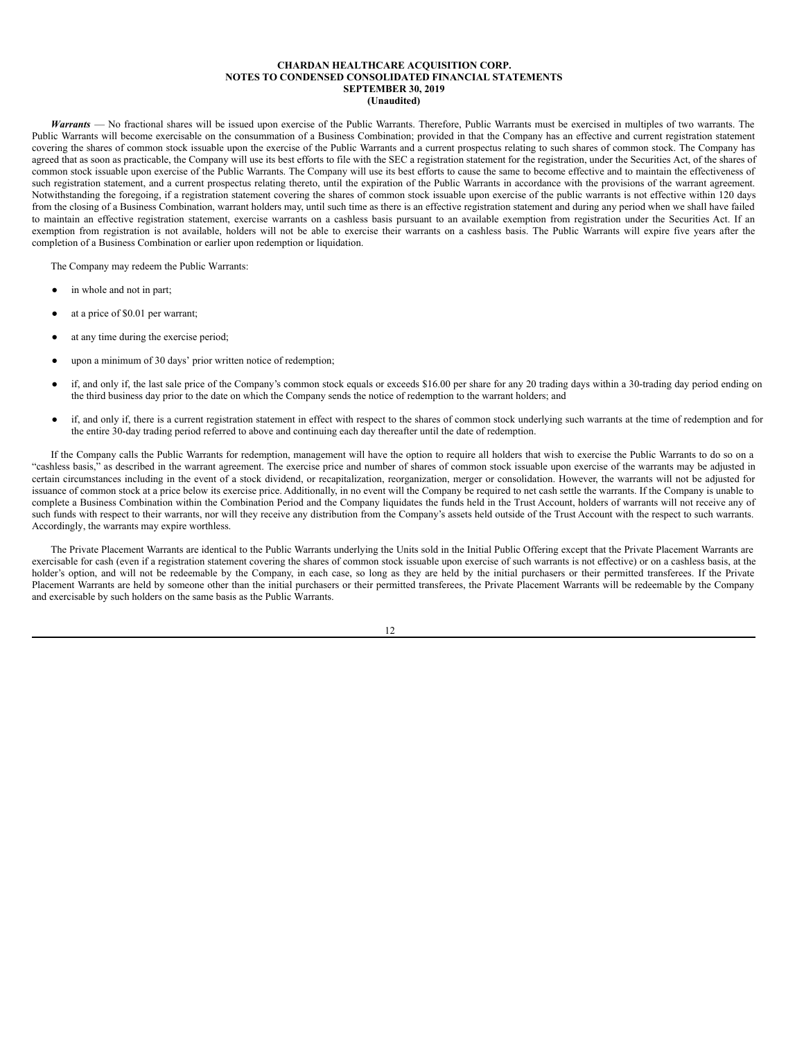**CHARDAN HEALTHCARE ACQUISITION CORP.**
**NOTES TO CONDENSED CONSOLIDATED FINANCIAL STATEMENTS**
**SEPTEMBER 30, 2019**
**(Unaudited)**

***Warrants*** — No fractional shares will be issued upon exercise of the Public Warrants. Therefore, Public Warrants must be exercised in multiples of two warrants. The Public Warrants will become exercisable on the consummation of a Business Combination; provided in that the Company has an effective and current registration statement covering the shares of common stock issuable upon the exercise of the Public Warrants and a current prospectus relating to such shares of common stock. The Company has agreed that as soon as practicable, the Company will use its best efforts to file with the SEC a registration statement for the registration, under the Securities Act, of the shares of common stock issuable upon exercise of the Public Warrants. The Company will use its best efforts to cause the same to become effective and to maintain the effectiveness of such registration statement, and a current prospectus relating thereto, until the expiration of the Public Warrants in accordance with the provisions of the warrant agreement. Notwithstanding the foregoing, if a registration statement covering the shares of common stock issuable upon exercise of the public warrants is not effective within 120 days from the closing of a Business Combination, warrant holders may, until such time as there is an effective registration statement and during any period when we shall have failed to maintain an effective registration statement, exercise warrants on a cashless basis pursuant to an available exemption from registration under the Securities Act. If an exemption from registration is not available, holders will not be able to exercise their warrants on a cashless basis. The Public Warrants will expire five years after the completion of a Business Combination or earlier upon redemption or liquidation.

The Company may redeem the Public Warrants:

- in whole and not in part;
- at a price of $0.01 per warrant;
- at any time during the exercise period;
- upon a minimum of 30 days' prior written notice of redemption;
- if, and only if, the last sale price of the Company's common stock equals or exceeds $16.00 per share for any 20 trading days within a 30-trading day period ending on the third business day prior to the date on which the Company sends the notice of redemption to the warrant holders; and
- if, and only if, there is a current registration statement in effect with respect to the shares of common stock underlying such warrants at the time of redemption and for the entire 30-day trading period referred to above and continuing each day thereafter until the date of redemption.

If the Company calls the Public Warrants for redemption, management will have the option to require all holders that wish to exercise the Public Warrants to do so on a "cashless basis," as described in the warrant agreement. The exercise price and number of shares of common stock issuable upon exercise of the warrants may be adjusted in certain circumstances including in the event of a stock dividend, or recapitalization, reorganization, merger or consolidation. However, the warrants will not be adjusted for issuance of common stock at a price below its exercise price. Additionally, in no event will the Company be required to net cash settle the warrants. If the Company is unable to complete a Business Combination within the Combination Period and the Company liquidates the funds held in the Trust Account, holders of warrants will not receive any of such funds with respect to their warrants, nor will they receive any distribution from the Company's assets held outside of the Trust Account with the respect to such warrants. Accordingly, the warrants may expire worthless.

The Private Placement Warrants are identical to the Public Warrants underlying the Units sold in the Initial Public Offering except that the Private Placement Warrants are exercisable for cash (even if a registration statement covering the shares of common stock issuable upon exercise of such warrants is not effective) or on a cashless basis, at the holder's option, and will not be redeemable by the Company, in each case, so long as they are held by the initial purchasers or their permitted transferees. If the Private Placement Warrants are held by someone other than the initial purchasers or their permitted transferees, the Private Placement Warrants will be redeemable by the Company and exercisable by such holders on the same basis as the Public Warrants.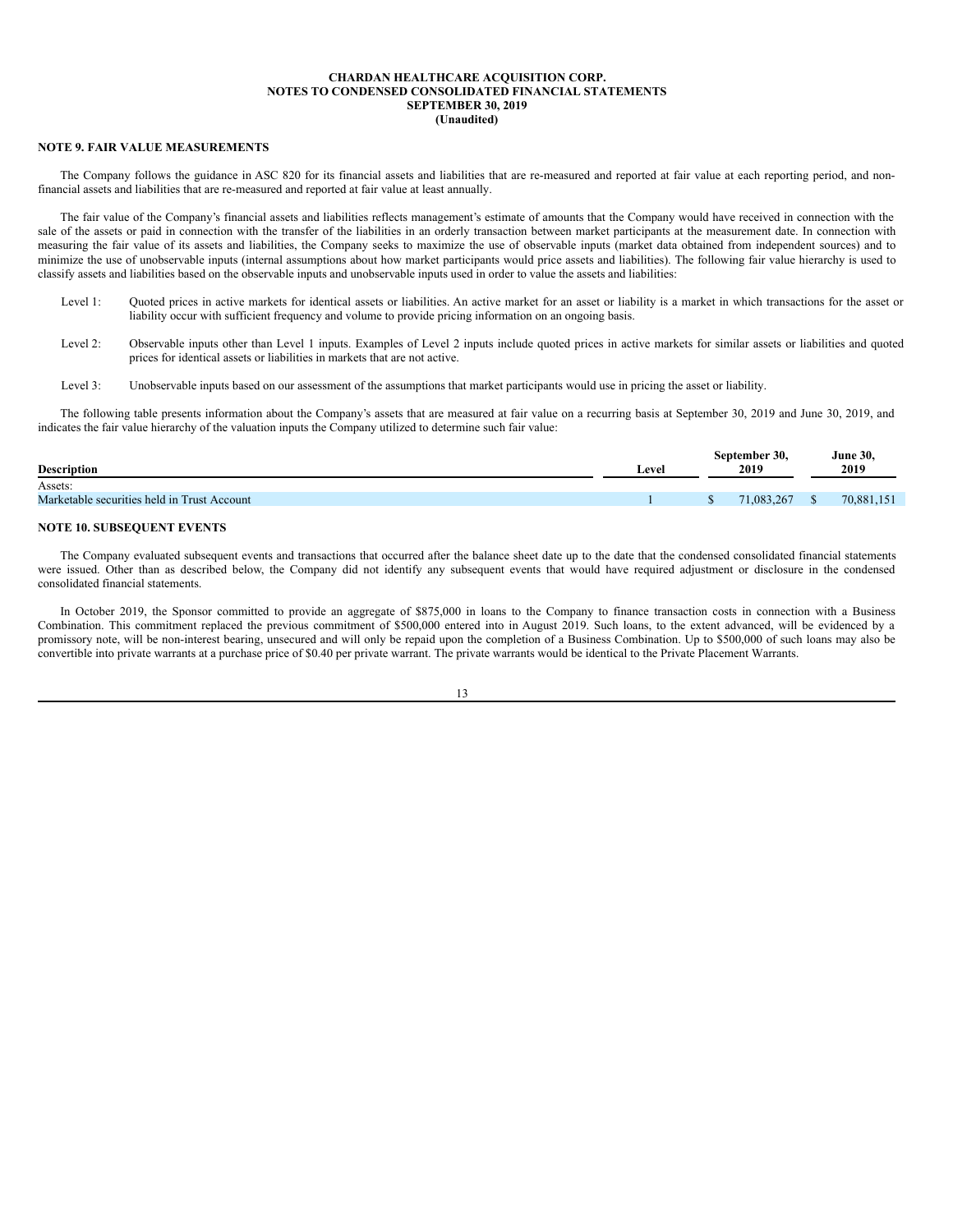**CHARDAN HEALTHCARE ACQUISITION CORP.**
**NOTES TO CONDENSED CONSOLIDATED FINANCIAL STATEMENTS**
**SEPTEMBER 30, 2019**
**(Unaudited)**

## NOTE 9. FAIR VALUE MEASUREMENTS

The Company follows the guidance in ASC 820 for its financial assets and liabilities that are re-measured and reported at fair value at each reporting period, and non-financial assets and liabilities that are re-measured and reported at fair value at least annually.

The fair value of the Company's financial assets and liabilities reflects management's estimate of amounts that the Company would have received in connection with the sale of the assets or paid in connection with the transfer of the liabilities in an orderly transaction between market participants at the measurement date. In connection with measuring the fair value of its assets and liabilities, the Company seeks to maximize the use of observable inputs (market data obtained from independent sources) and to minimize the use of unobservable inputs (internal assumptions about how market participants would price assets and liabilities). The following fair value hierarchy is used to classify assets and liabilities based on the observable inputs and unobservable inputs used in order to value the assets and liabilities:

- Level 1: Quoted prices in active markets for identical assets or liabilities. An active market for an asset or liability is a market in which transactions for the asset or liability occur with sufficient frequency and volume to provide pricing information on an ongoing basis.
- Level 2: Observable inputs other than Level 1 inputs. Examples of Level 2 inputs include quoted prices in active markets for similar assets or liabilities and quoted prices for identical assets or liabilities in markets that are not active.
- Level 3: Unobservable inputs based on our assessment of the assumptions that market participants would use in pricing the asset or liability.

The following table presents information about the Company's assets that are measured at fair value on a recurring basis at September 30, 2019 and June 30, 2019, and indicates the fair value hierarchy of the valuation inputs the Company utilized to determine such fair value:

| Description | Level | September 30, 2019 | June 30, 2019 |
|---|---|---|---|
| Assets: | | | |
| Marketable securities held in Trust Account | 1 | $ 71,083,267 | $ 70,881,151 |

## NOTE 10. SUBSEQUENT EVENTS

The Company evaluated subsequent events and transactions that occurred after the balance sheet date up to the date that the condensed consolidated financial statements were issued. Other than as described below, the Company did not identify any subsequent events that would have required adjustment or disclosure in the condensed consolidated financial statements.

In October 2019, the Sponsor committed to provide an aggregate of $875,000 in loans to the Company to finance transaction costs in connection with a Business Combination. This commitment replaced the previous commitment of $500,000 entered into in August 2019. Such loans, to the extent advanced, will be evidenced by a promissory note, will be non-interest bearing, unsecured and will only be repaid upon the completion of a Business Combination. Up to $500,000 of such loans may also be convertible into private warrants at a purchase price of $0.40 per private warrant. The private warrants would be identical to the Private Placement Warrants.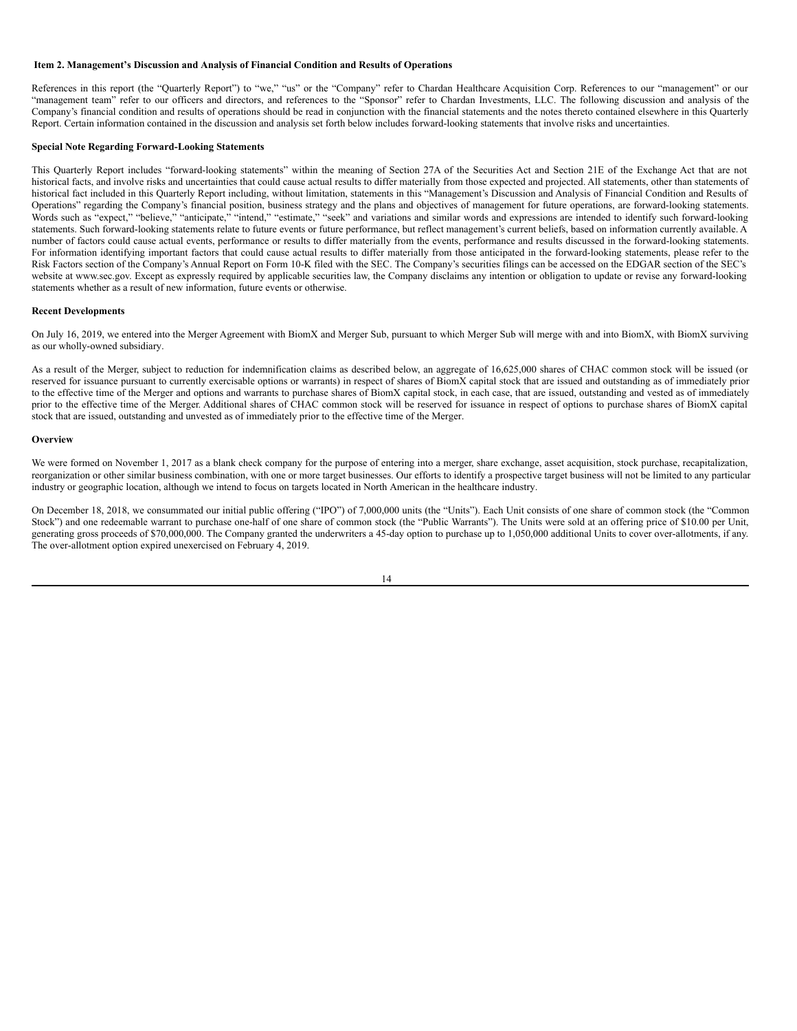## Item 2. Management's Discussion and Analysis of Financial Condition and Results of Operations

References in this report (the "Quarterly Report") to "we," "us" or the "Company" refer to Chardan Healthcare Acquisition Corp. References to our "management" or our "management team" refer to our officers and directors, and references to the "Sponsor" refer to Chardan Investments, LLC. The following discussion and analysis of the Company's financial condition and results of operations should be read in conjunction with the financial statements and the notes thereto contained elsewhere in this Quarterly Report. Certain information contained in the discussion and analysis set forth below includes forward-looking statements that involve risks and uncertainties.

### Special Note Regarding Forward-Looking Statements

This Quarterly Report includes "forward-looking statements" within the meaning of Section 27A of the Securities Act and Section 21E of the Exchange Act that are not historical facts, and involve risks and uncertainties that could cause actual results to differ materially from those expected and projected. All statements, other than statements of historical fact included in this Quarterly Report including, without limitation, statements in this "Management's Discussion and Analysis of Financial Condition and Results of Operations" regarding the Company's financial position, business strategy and the plans and objectives of management for future operations, are forward-looking statements. Words such as "expect," "believe," "anticipate," "intend," "estimate," "seek" and variations and similar words and expressions are intended to identify such forward-looking statements. Such forward-looking statements relate to future events or future performance, but reflect management's current beliefs, based on information currently available. A number of factors could cause actual events, performance or results to differ materially from the events, performance and results discussed in the forward-looking statements. For information identifying important factors that could cause actual results to differ materially from those anticipated in the forward-looking statements, please refer to the Risk Factors section of the Company's Annual Report on Form 10-K filed with the SEC. The Company's securities filings can be accessed on the EDGAR section of the SEC's website at www.sec.gov. Except as expressly required by applicable securities law, the Company disclaims any intention or obligation to update or revise any forward-looking statements whether as a result of new information, future events or otherwise.

### Recent Developments

On July 16, 2019, we entered into the Merger Agreement with BiomX and Merger Sub, pursuant to which Merger Sub will merge with and into BiomX, with BiomX surviving as our wholly-owned subsidiary.

As a result of the Merger, subject to reduction for indemnification claims as described below, an aggregate of 16,625,000 shares of CHAC common stock will be issued (or reserved for issuance pursuant to currently exercisable options or warrants) in respect of shares of BiomX capital stock that are issued and outstanding as of immediately prior to the effective time of the Merger and options and warrants to purchase shares of BiomX capital stock, in each case, that are issued, outstanding and vested as of immediately prior to the effective time of the Merger. Additional shares of CHAC common stock will be reserved for issuance in respect of options to purchase shares of BiomX capital stock that are issued, outstanding and unvested as of immediately prior to the effective time of the Merger.

### Overview

We were formed on November 1, 2017 as a blank check company for the purpose of entering into a merger, share exchange, asset acquisition, stock purchase, recapitalization, reorganization or other similar business combination, with one or more target businesses. Our efforts to identify a prospective target business will not be limited to any particular industry or geographic location, although we intend to focus on targets located in North American in the healthcare industry.

On December 18, 2018, we consummated our initial public offering ("IPO") of 7,000,000 units (the "Units"). Each Unit consists of one share of common stock (the "Common Stock") and one redeemable warrant to purchase one-half of one share of common stock (the "Public Warrants"). The Units were sold at an offering price of $10.00 per Unit, generating gross proceeds of $70,000,000. The Company granted the underwriters a 45-day option to purchase up to 1,050,000 additional Units to cover over-allotments, if any. The over-allotment option expired unexercised on February 4, 2019.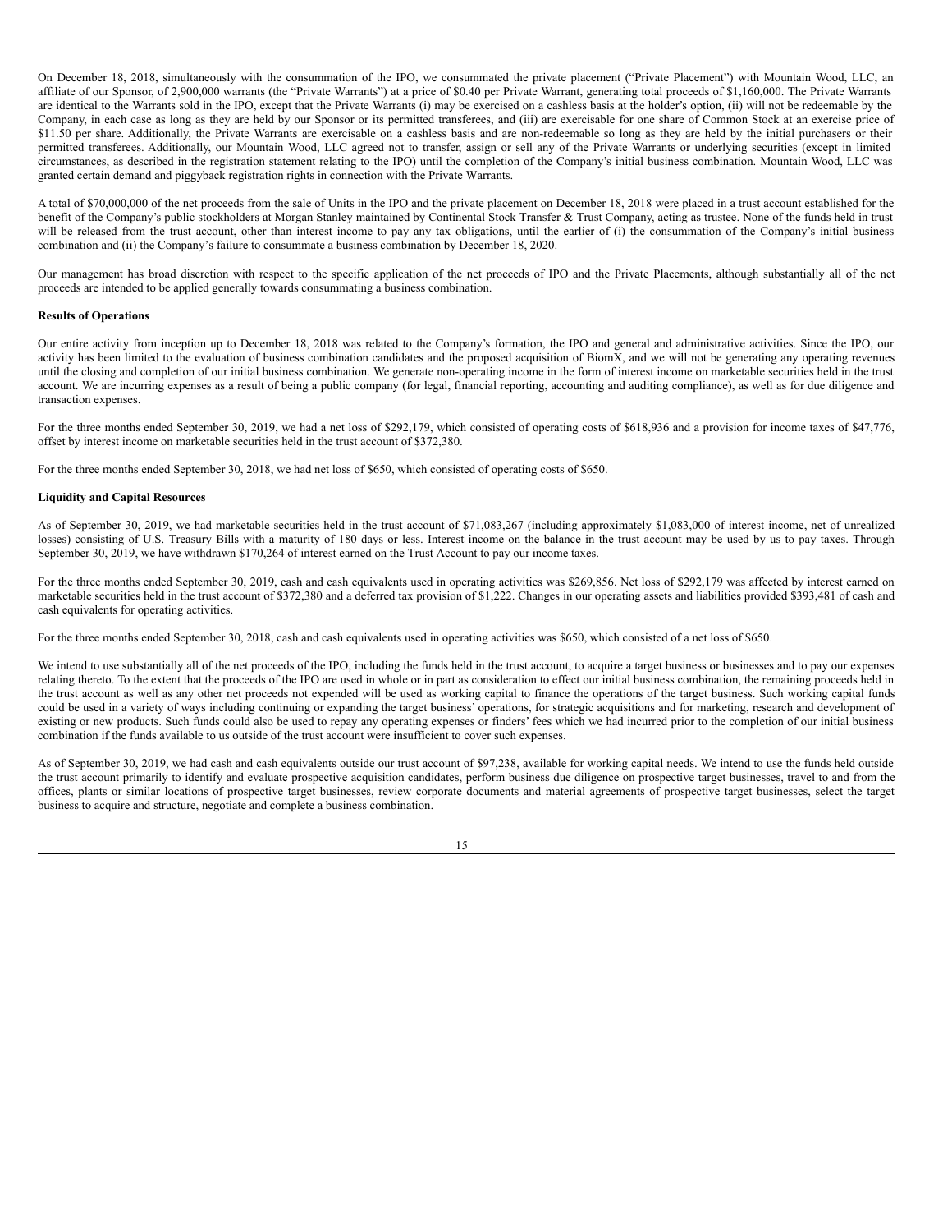On December 18, 2018, simultaneously with the consummation of the IPO, we consummated the private placement ("Private Placement") with Mountain Wood, LLC, an affiliate of our Sponsor, of 2,900,000 warrants (the "Private Warrants") at a price of $0.40 per Private Warrant, generating total proceeds of $1,160,000. The Private Warrants are identical to the Warrants sold in the IPO, except that the Private Warrants (i) may be exercised on a cashless basis at the holder's option, (ii) will not be redeemable by the Company, in each case as long as they are held by our Sponsor or its permitted transferees, and (iii) are exercisable for one share of Common Stock at an exercise price of $11.50 per share. Additionally, the Private Warrants are exercisable on a cashless basis and are non-redeemable so long as they are held by the initial purchasers or their permitted transferees. Additionally, our Mountain Wood, LLC agreed not to transfer, assign or sell any of the Private Warrants or underlying securities (except in limited circumstances, as described in the registration statement relating to the IPO) until the completion of the Company's initial business combination. Mountain Wood, LLC was granted certain demand and piggyback registration rights in connection with the Private Warrants.

A total of $70,000,000 of the net proceeds from the sale of Units in the IPO and the private placement on December 18, 2018 were placed in a trust account established for the benefit of the Company's public stockholders at Morgan Stanley maintained by Continental Stock Transfer & Trust Company, acting as trustee. None of the funds held in trust will be released from the trust account, other than interest income to pay any tax obligations, until the earlier of (i) the consummation of the Company's initial business combination and (ii) the Company's failure to consummate a business combination by December 18, 2020.

Our management has broad discretion with respect to the specific application of the net proceeds of IPO and the Private Placements, although substantially all of the net proceeds are intended to be applied generally towards consummating a business combination.

**Results of Operations**

Our entire activity from inception up to December 18, 2018 was related to the Company's formation, the IPO and general and administrative activities. Since the IPO, our activity has been limited to the evaluation of business combination candidates and the proposed acquisition of BiomX, and we will not be generating any operating revenues until the closing and completion of our initial business combination. We generate non-operating income in the form of interest income on marketable securities held in the trust account. We are incurring expenses as a result of being a public company (for legal, financial reporting, accounting and auditing compliance), as well as for due diligence and transaction expenses.

For the three months ended September 30, 2019, we had a net loss of $292,179, which consisted of operating costs of $618,936 and a provision for income taxes of $47,776, offset by interest income on marketable securities held in the trust account of $372,380.

For the three months ended September 30, 2018, we had net loss of $650, which consisted of operating costs of $650.

**Liquidity and Capital Resources**

As of September 30, 2019, we had marketable securities held in the trust account of $71,083,267 (including approximately $1,083,000 of interest income, net of unrealized losses) consisting of U.S. Treasury Bills with a maturity of 180 days or less. Interest income on the balance in the trust account may be used by us to pay taxes. Through September 30, 2019, we have withdrawn $170,264 of interest earned on the Trust Account to pay our income taxes.

For the three months ended September 30, 2019, cash and cash equivalents used in operating activities was $269,856. Net loss of $292,179 was affected by interest earned on marketable securities held in the trust account of $372,380 and a deferred tax provision of $1,222. Changes in our operating assets and liabilities provided $393,481 of cash and cash equivalents for operating activities.

For the three months ended September 30, 2018, cash and cash equivalents used in operating activities was $650, which consisted of a net loss of $650.

We intend to use substantially all of the net proceeds of the IPO, including the funds held in the trust account, to acquire a target business or businesses and to pay our expenses relating thereto. To the extent that the proceeds of the IPO are used in whole or in part as consideration to effect our initial business combination, the remaining proceeds held in the trust account as well as any other net proceeds not expended will be used as working capital to finance the operations of the target business. Such working capital funds could be used in a variety of ways including continuing or expanding the target business' operations, for strategic acquisitions and for marketing, research and development of existing or new products. Such funds could also be used to repay any operating expenses or finders' fees which we had incurred prior to the completion of our initial business combination if the funds available to us outside of the trust account were insufficient to cover such expenses.

As of September 30, 2019, we had cash and cash equivalents outside our trust account of $97,238, available for working capital needs. We intend to use the funds held outside the trust account primarily to identify and evaluate prospective acquisition candidates, perform business due diligence on prospective target businesses, travel to and from the offices, plants or similar locations of prospective target businesses, review corporate documents and material agreements of prospective target businesses, select the target business to acquire and structure, negotiate and complete a business combination.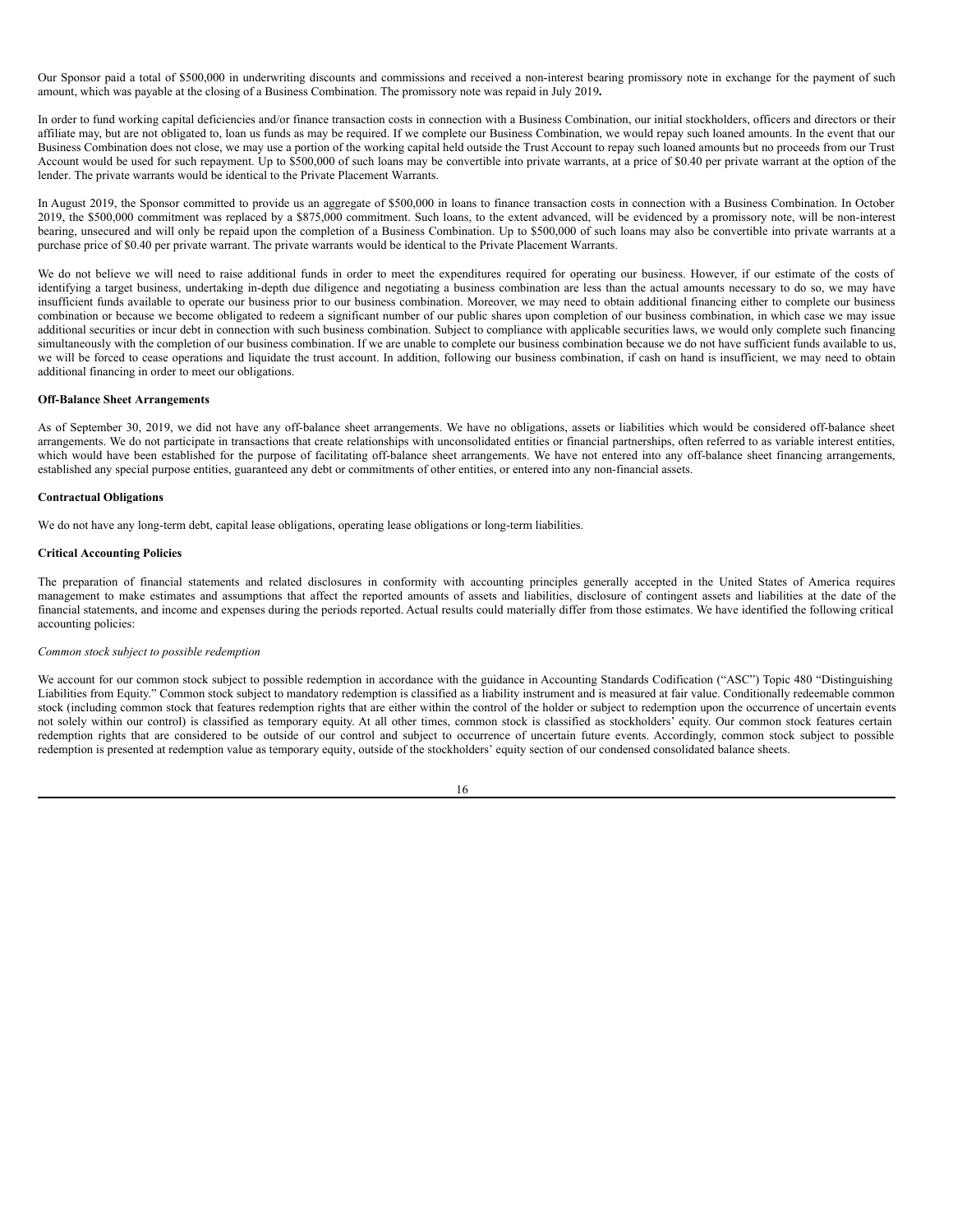Our Sponsor paid a total of $500,000 in underwriting discounts and commissions and received a non-interest bearing promissory note in exchange for the payment of such amount, which was payable at the closing of a Business Combination. The promissory note was repaid in July 2019**.**

In order to fund working capital deficiencies and/or finance transaction costs in connection with a Business Combination, our initial stockholders, officers and directors or their affiliate may, but are not obligated to, loan us funds as may be required. If we complete our Business Combination, we would repay such loaned amounts. In the event that our Business Combination does not close, we may use a portion of the working capital held outside the Trust Account to repay such loaned amounts but no proceeds from our Trust Account would be used for such repayment. Up to $500,000 of such loans may be convertible into private warrants, at a price of $0.40 per private warrant at the option of the lender. The private warrants would be identical to the Private Placement Warrants.

In August 2019, the Sponsor committed to provide us an aggregate of $500,000 in loans to finance transaction costs in connection with a Business Combination. In October 2019, the $500,000 commitment was replaced by a $875,000 commitment. Such loans, to the extent advanced, will be evidenced by a promissory note, will be non-interest bearing, unsecured and will only be repaid upon the completion of a Business Combination. Up to $500,000 of such loans may also be convertible into private warrants at a purchase price of $0.40 per private warrant. The private warrants would be identical to the Private Placement Warrants.

We do not believe we will need to raise additional funds in order to meet the expenditures required for operating our business. However, if our estimate of the costs of identifying a target business, undertaking in-depth due diligence and negotiating a business combination are less than the actual amounts necessary to do so, we may have insufficient funds available to operate our business prior to our business combination. Moreover, we may need to obtain additional financing either to complete our business combination or because we become obligated to redeem a significant number of our public shares upon completion of our business combination, in which case we may issue additional securities or incur debt in connection with such business combination. Subject to compliance with applicable securities laws, we would only complete such financing simultaneously with the completion of our business combination. If we are unable to complete our business combination because we do not have sufficient funds available to us, we will be forced to cease operations and liquidate the trust account. In addition, following our business combination, if cash on hand is insufficient, we may need to obtain additional financing in order to meet our obligations.

**Off-Balance Sheet Arrangements**

As of September 30, 2019, we did not have any off-balance sheet arrangements. We have no obligations, assets or liabilities which would be considered off-balance sheet arrangements. We do not participate in transactions that create relationships with unconsolidated entities or financial partnerships, often referred to as variable interest entities, which would have been established for the purpose of facilitating off-balance sheet arrangements. We have not entered into any off-balance sheet financing arrangements, established any special purpose entities, guaranteed any debt or commitments of other entities, or entered into any non-financial assets.

**Contractual Obligations**

We do not have any long-term debt, capital lease obligations, operating lease obligations or long-term liabilities.

**Critical Accounting Policies**

The preparation of financial statements and related disclosures in conformity with accounting principles generally accepted in the United States of America requires management to make estimates and assumptions that affect the reported amounts of assets and liabilities, disclosure of contingent assets and liabilities at the date of the financial statements, and income and expenses during the periods reported. Actual results could materially differ from those estimates. We have identified the following critical accounting policies:

*Common stock subject to possible redemption*

We account for our common stock subject to possible redemption in accordance with the guidance in Accounting Standards Codification ("ASC") Topic 480 "Distinguishing Liabilities from Equity." Common stock subject to mandatory redemption is classified as a liability instrument and is measured at fair value. Conditionally redeemable common stock (including common stock that features redemption rights that are either within the control of the holder or subject to redemption upon the occurrence of uncertain events not solely within our control) is classified as temporary equity. At all other times, common stock is classified as stockholders' equity. Our common stock features certain redemption rights that are considered to be outside of our control and subject to occurrence of uncertain future events. Accordingly, common stock subject to possible redemption is presented at redemption value as temporary equity, outside of the stockholders' equity section of our condensed consolidated balance sheets.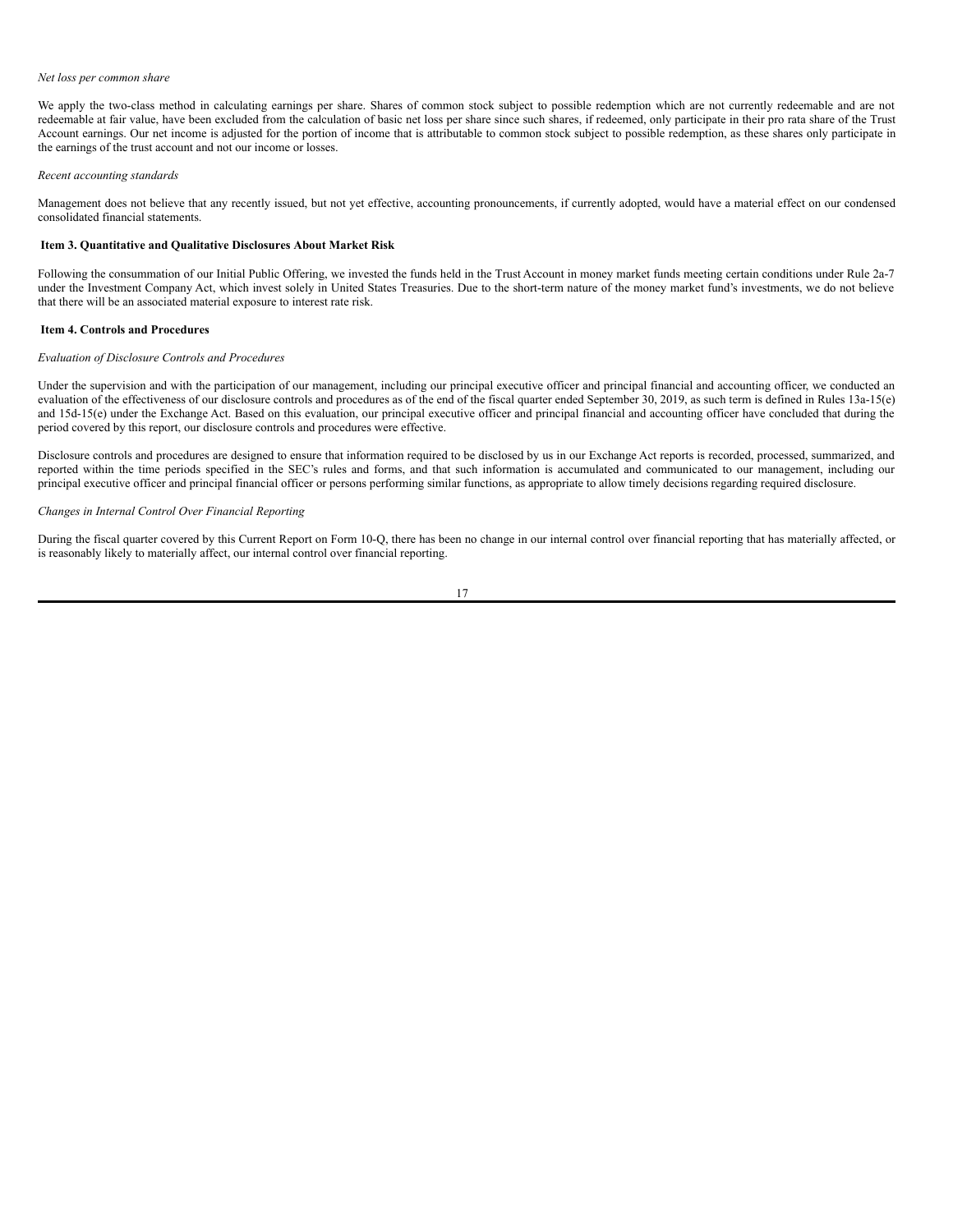*Net loss per common share*

We apply the two-class method in calculating earnings per share. Shares of common stock subject to possible redemption which are not currently redeemable and are not redeemable at fair value, have been excluded from the calculation of basic net loss per share since such shares, if redeemed, only participate in their pro rata share of the Trust Account earnings. Our net income is adjusted for the portion of income that is attributable to common stock subject to possible redemption, as these shares only participate in the earnings of the trust account and not our income or losses.

*Recent accounting standards*

Management does not believe that any recently issued, but not yet effective, accounting pronouncements, if currently adopted, would have a material effect on our condensed consolidated financial statements.

### Item 3. Quantitative and Qualitative Disclosures About Market Risk

Following the consummation of our Initial Public Offering, we invested the funds held in the Trust Account in money market funds meeting certain conditions under Rule 2a-7 under the Investment Company Act, which invest solely in United States Treasuries. Due to the short-term nature of the money market fund's investments, we do not believe that there will be an associated material exposure to interest rate risk.

### Item 4. Controls and Procedures

*Evaluation of Disclosure Controls and Procedures*

Under the supervision and with the participation of our management, including our principal executive officer and principal financial and accounting officer, we conducted an evaluation of the effectiveness of our disclosure controls and procedures as of the end of the fiscal quarter ended September 30, 2019, as such term is defined in Rules 13a-15(e) and 15d-15(e) under the Exchange Act. Based on this evaluation, our principal executive officer and principal financial and accounting officer have concluded that during the period covered by this report, our disclosure controls and procedures were effective.

Disclosure controls and procedures are designed to ensure that information required to be disclosed by us in our Exchange Act reports is recorded, processed, summarized, and reported within the time periods specified in the SEC's rules and forms, and that such information is accumulated and communicated to our management, including our principal executive officer and principal financial officer or persons performing similar functions, as appropriate to allow timely decisions regarding required disclosure.

*Changes in Internal Control Over Financial Reporting*

During the fiscal quarter covered by this Current Report on Form 10-Q, there has been no change in our internal control over financial reporting that has materially affected, or is reasonably likely to materially affect, our internal control over financial reporting.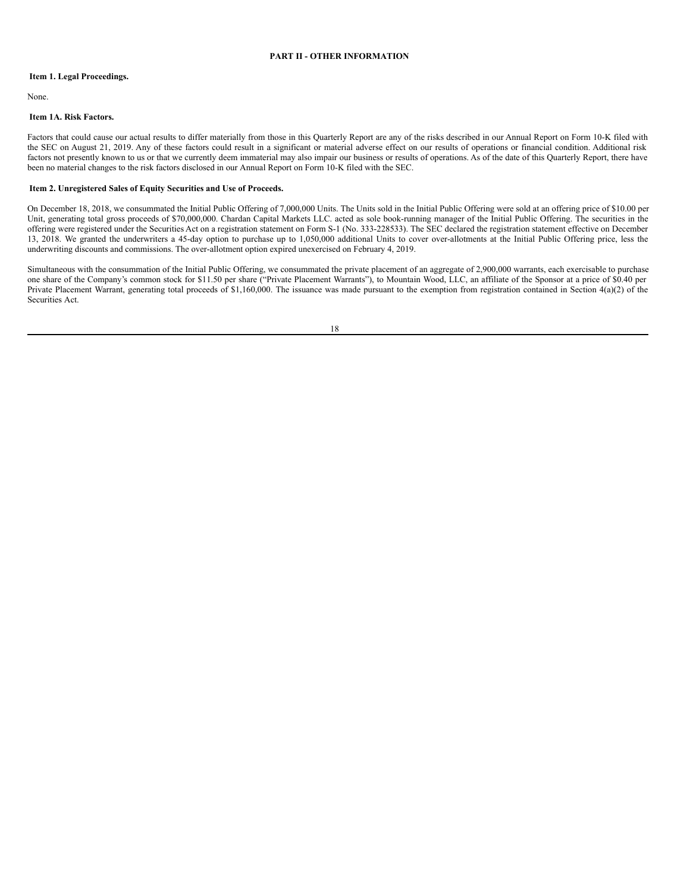## PART II - OTHER INFORMATION

### Item 1. Legal Proceedings.

None.

### Item 1A. Risk Factors.

Factors that could cause our actual results to differ materially from those in this Quarterly Report are any of the risks described in our Annual Report on Form 10-K filed with the SEC on August 21, 2019. Any of these factors could result in a significant or material adverse effect on our results of operations or financial condition. Additional risk factors not presently known to us or that we currently deem immaterial may also impair our business or results of operations. As of the date of this Quarterly Report, there have been no material changes to the risk factors disclosed in our Annual Report on Form 10-K filed with the SEC.

### Item 2. Unregistered Sales of Equity Securities and Use of Proceeds.

On December 18, 2018, we consummated the Initial Public Offering of 7,000,000 Units. The Units sold in the Initial Public Offering were sold at an offering price of $10.00 per Unit, generating total gross proceeds of $70,000,000. Chardan Capital Markets LLC. acted as sole book-running manager of the Initial Public Offering. The securities in the offering were registered under the Securities Act on a registration statement on Form S-1 (No. 333-228533). The SEC declared the registration statement effective on December 13, 2018. We granted the underwriters a 45-day option to purchase up to 1,050,000 additional Units to cover over-allotments at the Initial Public Offering price, less the underwriting discounts and commissions. The over-allotment option expired unexercised on February 4, 2019.

Simultaneous with the consummation of the Initial Public Offering, we consummated the private placement of an aggregate of 2,900,000 warrants, each exercisable to purchase one share of the Company's common stock for $11.50 per share ("Private Placement Warrants"), to Mountain Wood, LLC, an affiliate of the Sponsor at a price of $0.40 per Private Placement Warrant, generating total proceeds of $1,160,000. The issuance was made pursuant to the exemption from registration contained in Section 4(a)(2) of the Securities Act.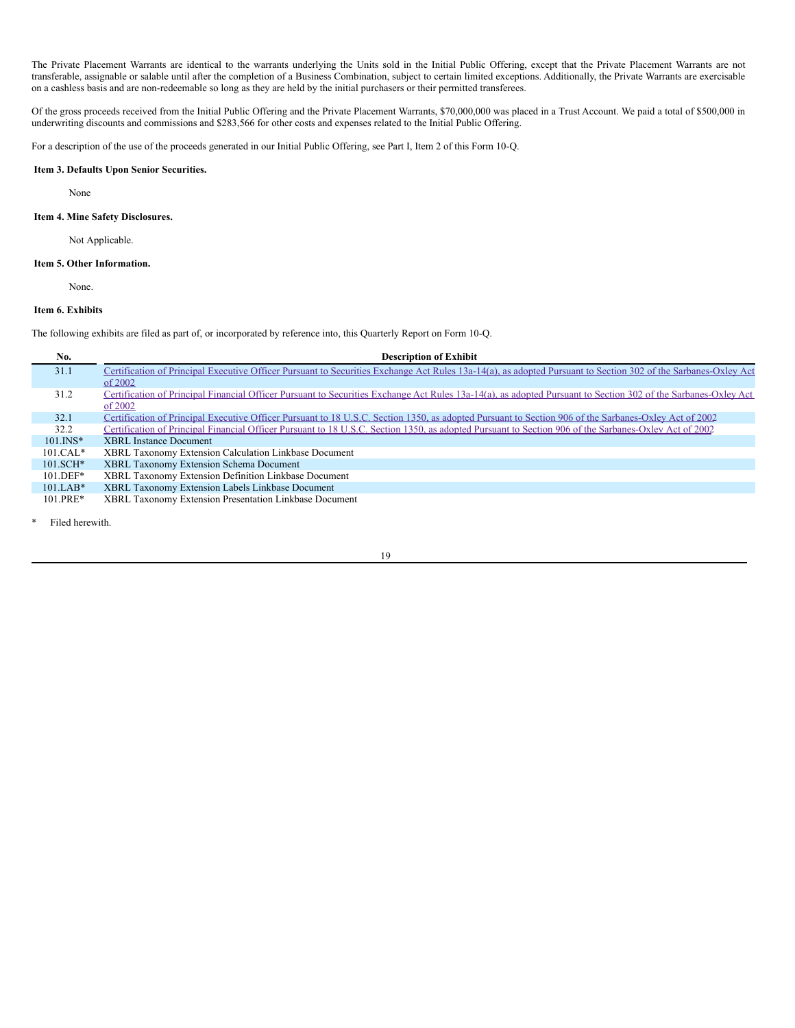The Private Placement Warrants are identical to the warrants underlying the Units sold in the Initial Public Offering, except that the Private Placement Warrants are not transferable, assignable or salable until after the completion of a Business Combination, subject to certain limited exceptions. Additionally, the Private Warrants are exercisable on a cashless basis and are non-redeemable so long as they are held by the initial purchasers or their permitted transferees.

Of the gross proceeds received from the Initial Public Offering and the Private Placement Warrants, $70,000,000 was placed in a Trust Account. We paid a total of $500,000 in underwriting discounts and commissions and $283,566 for other costs and expenses related to the Initial Public Offering.

For a description of the use of the proceeds generated in our Initial Public Offering, see Part I, Item 2 of this Form 10-Q.

### Item 3. Defaults Upon Senior Securities.

None

### Item 4. Mine Safety Disclosures.

Not Applicable.

### Item 5. Other Information.

None.

### Item 6. Exhibits

The following exhibits are filed as part of, or incorporated by reference into, this Quarterly Report on Form 10-Q.

| No. | Description of Exhibit |
|---|---|
| 31.1 | Certification of Principal Executive Officer Pursuant to Securities Exchange Act Rules 13a-14(a), as adopted Pursuant to Section 302 of the Sarbanes-Oxley Act of 2002 |
| 31.2 | Certification of Principal Financial Officer Pursuant to Securities Exchange Act Rules 13a-14(a), as adopted Pursuant to Section 302 of the Sarbanes-Oxley Act of 2002 |
| 32.1 | Certification of Principal Executive Officer Pursuant to 18 U.S.C. Section 1350, as adopted Pursuant to Section 906 of the Sarbanes-Oxley Act of 2002 |
| 32.2 | Certification of Principal Financial Officer Pursuant to 18 U.S.C. Section 1350, as adopted Pursuant to Section 906 of the Sarbanes-Oxley Act of 2002 |
| 101.INS* | XBRL Instance Document |
| 101.CAL* | XBRL Taxonomy Extension Calculation Linkbase Document |
| 101.SCH* | XBRL Taxonomy Extension Schema Document |
| 101.DEF* | XBRL Taxonomy Extension Definition Linkbase Document |
| 101.LAB* | XBRL Taxonomy Extension Labels Linkbase Document |
| 101.PRE* | XBRL Taxonomy Extension Presentation Linkbase Document |

\* Filed herewith.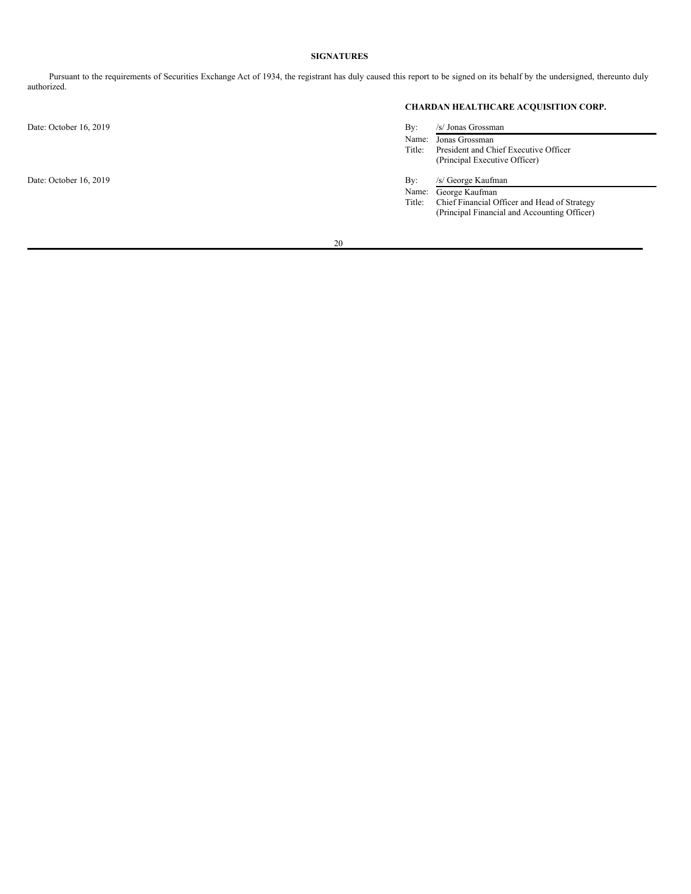## SIGNATURES

Pursuant to the requirements of Securities Exchange Act of 1934, the registrant has duly caused this report to be signed on its behalf by the undersigned, thereunto duly authorized.

**CHARDAN HEALTHCARE ACQUISITION CORP.**

Date: October 16, 2019

By: /s/ Jonas Grossman
Name: Jonas Grossman
Title: President and Chief Executive Officer
(Principal Executive Officer)

Date: October 16, 2019

By: /s/ George Kaufman
Name: George Kaufman
Title: Chief Financial Officer and Head of Strategy
(Principal Financial and Accounting Officer)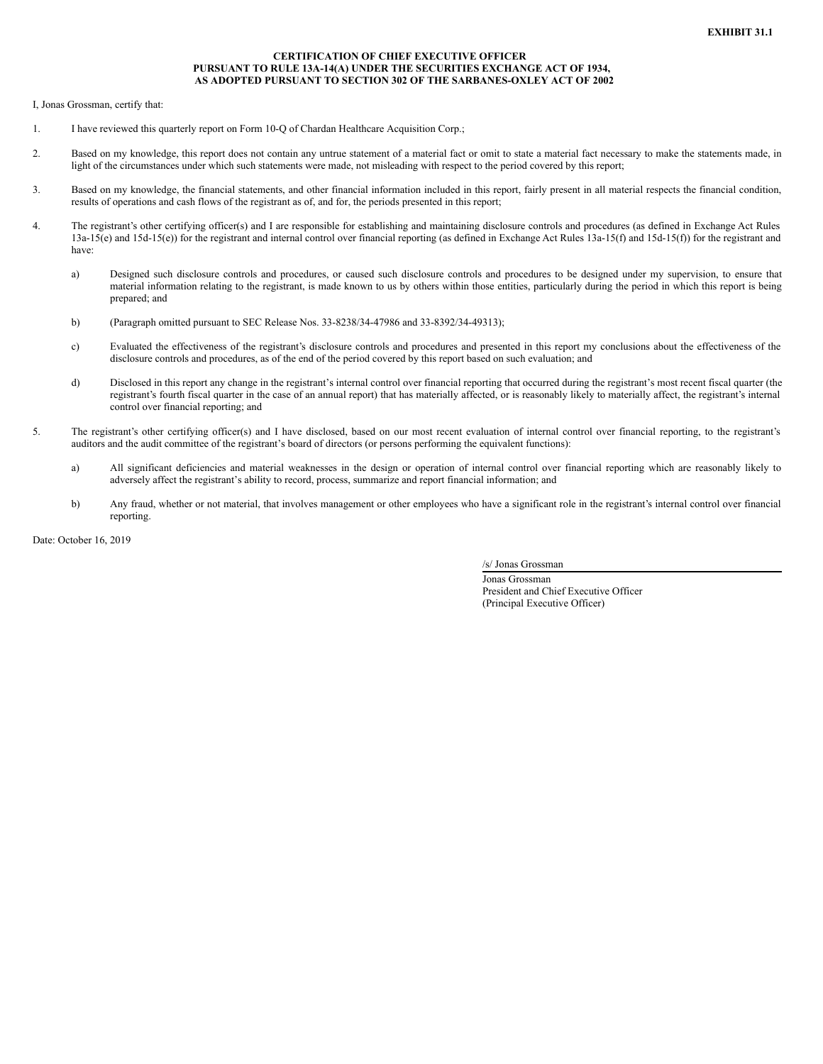**EXHIBIT 31.1**

**CERTIFICATION OF CHIEF EXECUTIVE OFFICER PURSUANT TO RULE 13A-14(A) UNDER THE SECURITIES EXCHANGE ACT OF 1934, AS ADOPTED PURSUANT TO SECTION 302 OF THE SARBANES-OXLEY ACT OF 2002**

I, Jonas Grossman, certify that:

1. I have reviewed this quarterly report on Form 10-Q of Chardan Healthcare Acquisition Corp.;

2. Based on my knowledge, this report does not contain any untrue statement of a material fact or omit to state a material fact necessary to make the statements made, in light of the circumstances under which such statements were made, not misleading with respect to the period covered by this report;

3. Based on my knowledge, the financial statements, and other financial information included in this report, fairly present in all material respects the financial condition, results of operations and cash flows of the registrant as of, and for, the periods presented in this report;

4. The registrant's other certifying officer(s) and I are responsible for establishing and maintaining disclosure controls and procedures (as defined in Exchange Act Rules 13a-15(e) and 15d-15(e)) for the registrant and internal control over financial reporting (as defined in Exchange Act Rules 13a-15(f) and 15d-15(f)) for the registrant and have:

   a) Designed such disclosure controls and procedures, or caused such disclosure controls and procedures to be designed under my supervision, to ensure that material information relating to the registrant, is made known to us by others within those entities, particularly during the period in which this report is being prepared; and

   b) (Paragraph omitted pursuant to SEC Release Nos. 33-8238/34-47986 and 33-8392/34-49313);

   c) Evaluated the effectiveness of the registrant's disclosure controls and procedures and presented in this report my conclusions about the effectiveness of the disclosure controls and procedures, as of the end of the period covered by this report based on such evaluation; and

   d) Disclosed in this report any change in the registrant's internal control over financial reporting that occurred during the registrant's most recent fiscal quarter (the registrant's fourth fiscal quarter in the case of an annual report) that has materially affected, or is reasonably likely to materially affect, the registrant's internal control over financial reporting; and

5. The registrant's other certifying officer(s) and I have disclosed, based on our most recent evaluation of internal control over financial reporting, to the registrant's auditors and the audit committee of the registrant's board of directors (or persons performing the equivalent functions):

   a) All significant deficiencies and material weaknesses in the design or operation of internal control over financial reporting which are reasonably likely to adversely affect the registrant's ability to record, process, summarize and report financial information; and

   b) Any fraud, whether or not material, that involves management or other employees who have a significant role in the registrant's internal control over financial reporting.

Date: October 16, 2019

/s/ Jonas Grossman

Jonas Grossman
President and Chief Executive Officer
(Principal Executive Officer)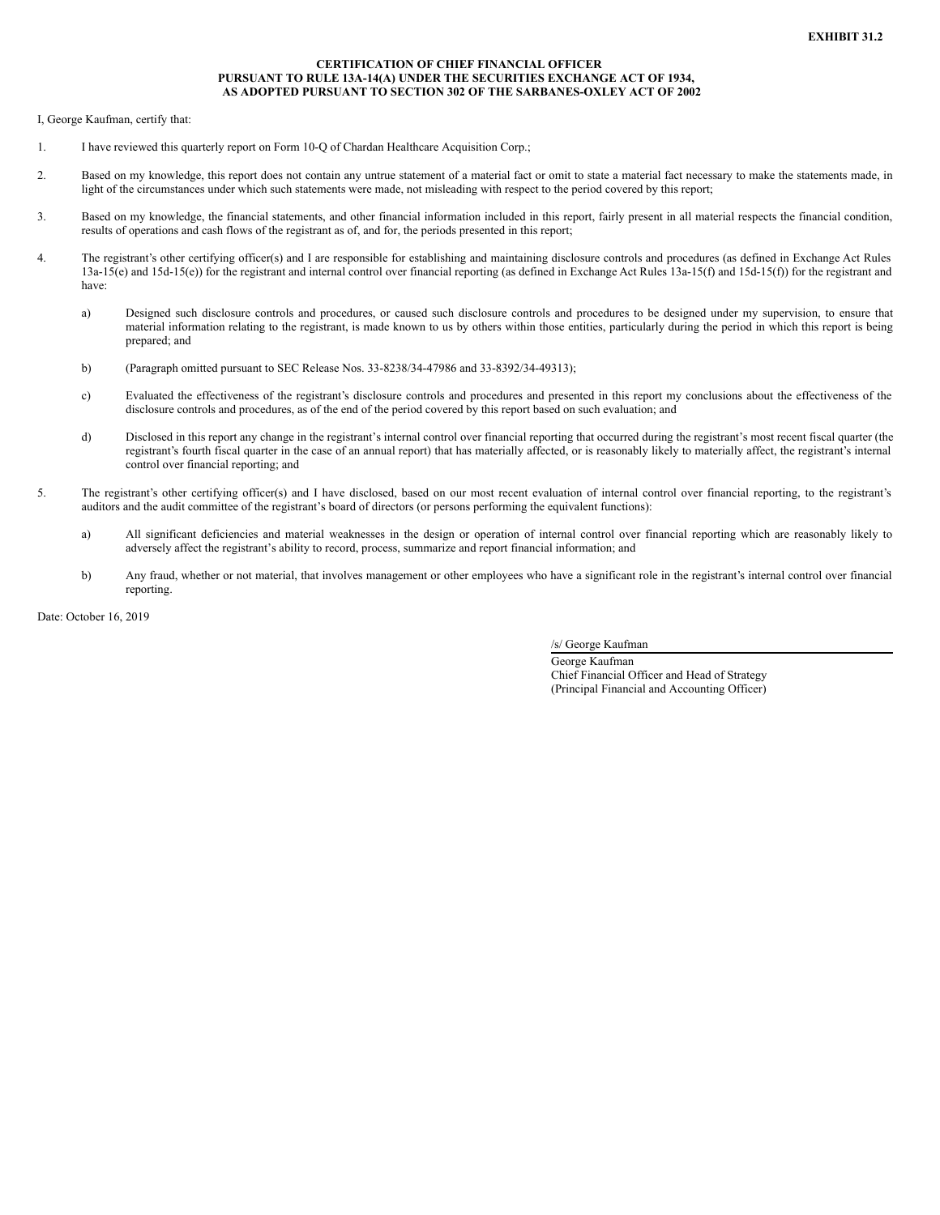**EXHIBIT 31.2**

**CERTIFICATION OF CHIEF FINANCIAL OFFICER PURSUANT TO RULE 13A-14(A) UNDER THE SECURITIES EXCHANGE ACT OF 1934, AS ADOPTED PURSUANT TO SECTION 302 OF THE SARBANES-OXLEY ACT OF 2002**

I, George Kaufman, certify that:

1. I have reviewed this quarterly report on Form 10-Q of Chardan Healthcare Acquisition Corp.;

2. Based on my knowledge, this report does not contain any untrue statement of a material fact or omit to state a material fact necessary to make the statements made, in light of the circumstances under which such statements were made, not misleading with respect to the period covered by this report;

3. Based on my knowledge, the financial statements, and other financial information included in this report, fairly present in all material respects the financial condition, results of operations and cash flows of the registrant as of, and for, the periods presented in this report;

4. The registrant's other certifying officer(s) and I are responsible for establishing and maintaining disclosure controls and procedures (as defined in Exchange Act Rules 13a-15(e) and 15d-15(e)) for the registrant and internal control over financial reporting (as defined in Exchange Act Rules 13a-15(f) and 15d-15(f)) for the registrant and have:

   a) Designed such disclosure controls and procedures, or caused such disclosure controls and procedures to be designed under my supervision, to ensure that material information relating to the registrant, is made known to us by others within those entities, particularly during the period in which this report is being prepared; and

   b) (Paragraph omitted pursuant to SEC Release Nos. 33-8238/34-47986 and 33-8392/34-49313);

   c) Evaluated the effectiveness of the registrant's disclosure controls and procedures and presented in this report my conclusions about the effectiveness of the disclosure controls and procedures, as of the end of the period covered by this report based on such evaluation; and

   d) Disclosed in this report any change in the registrant's internal control over financial reporting that occurred during the registrant's most recent fiscal quarter (the registrant's fourth fiscal quarter in the case of an annual report) that has materially affected, or is reasonably likely to materially affect, the registrant's internal control over financial reporting; and

5. The registrant's other certifying officer(s) and I have disclosed, based on our most recent evaluation of internal control over financial reporting, to the registrant's auditors and the audit committee of the registrant's board of directors (or persons performing the equivalent functions):

   a) All significant deficiencies and material weaknesses in the design or operation of internal control over financial reporting which are reasonably likely to adversely affect the registrant's ability to record, process, summarize and report financial information; and

   b) Any fraud, whether or not material, that involves management or other employees who have a significant role in the registrant's internal control over financial reporting.

Date: October 16, 2019

/s/ George Kaufman

George Kaufman
Chief Financial Officer and Head of Strategy
(Principal Financial and Accounting Officer)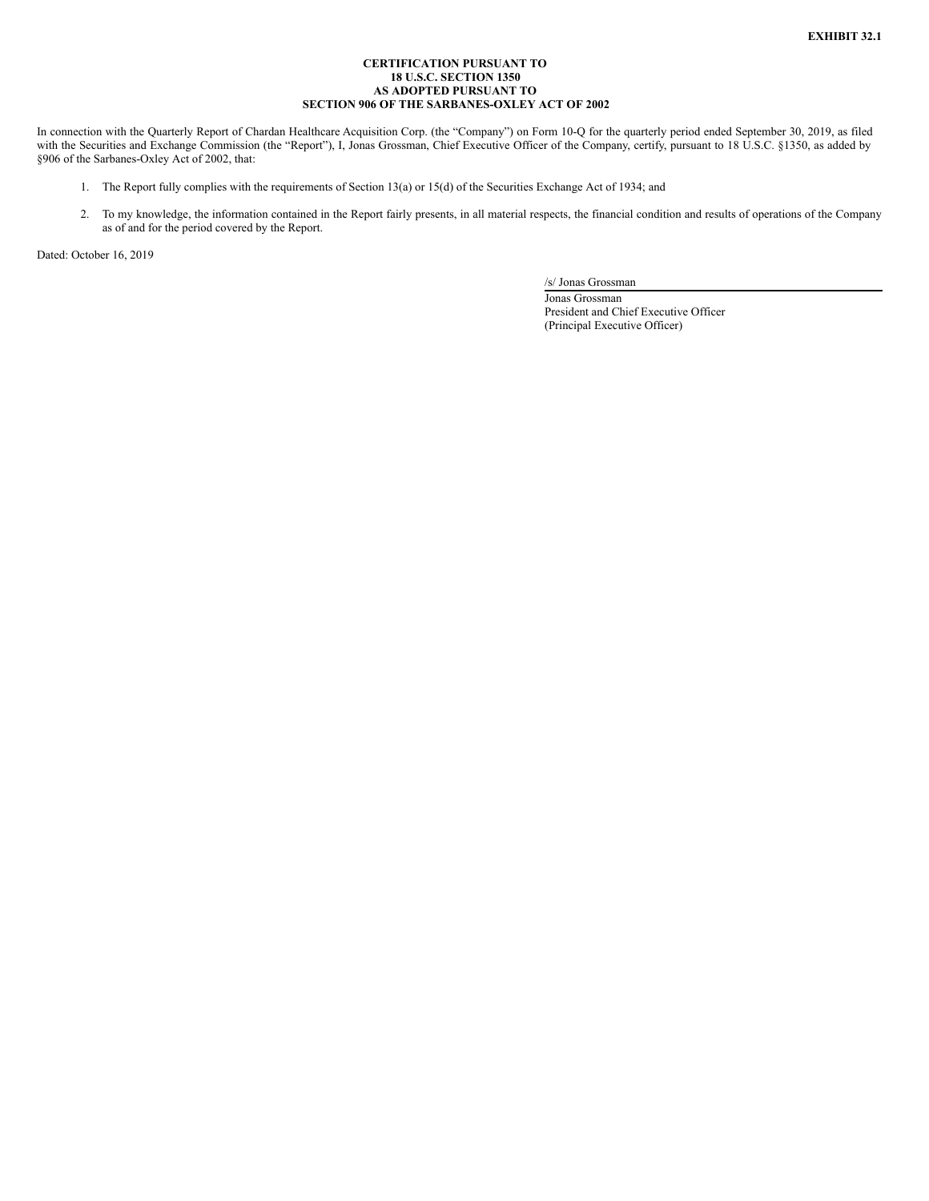**EXHIBIT 32.1**

**CERTIFICATION PURSUANT TO**
**18 U.S.C. SECTION 1350**
**AS ADOPTED PURSUANT TO**
**SECTION 906 OF THE SARBANES-OXLEY ACT OF 2002**

In connection with the Quarterly Report of Chardan Healthcare Acquisition Corp. (the "Company") on Form 10-Q for the quarterly period ended September 30, 2019, as filed with the Securities and Exchange Commission (the "Report"), I, Jonas Grossman, Chief Executive Officer of the Company, certify, pursuant to 18 U.S.C. §1350, as added by §906 of the Sarbanes-Oxley Act of 2002, that:

1. The Report fully complies with the requirements of Section 13(a) or 15(d) of the Securities Exchange Act of 1934; and

2. To my knowledge, the information contained in the Report fairly presents, in all material respects, the financial condition and results of operations of the Company as of and for the period covered by the Report.

Dated: October 16, 2019

/s/ Jonas Grossman
Jonas Grossman
President and Chief Executive Officer
(Principal Executive Officer)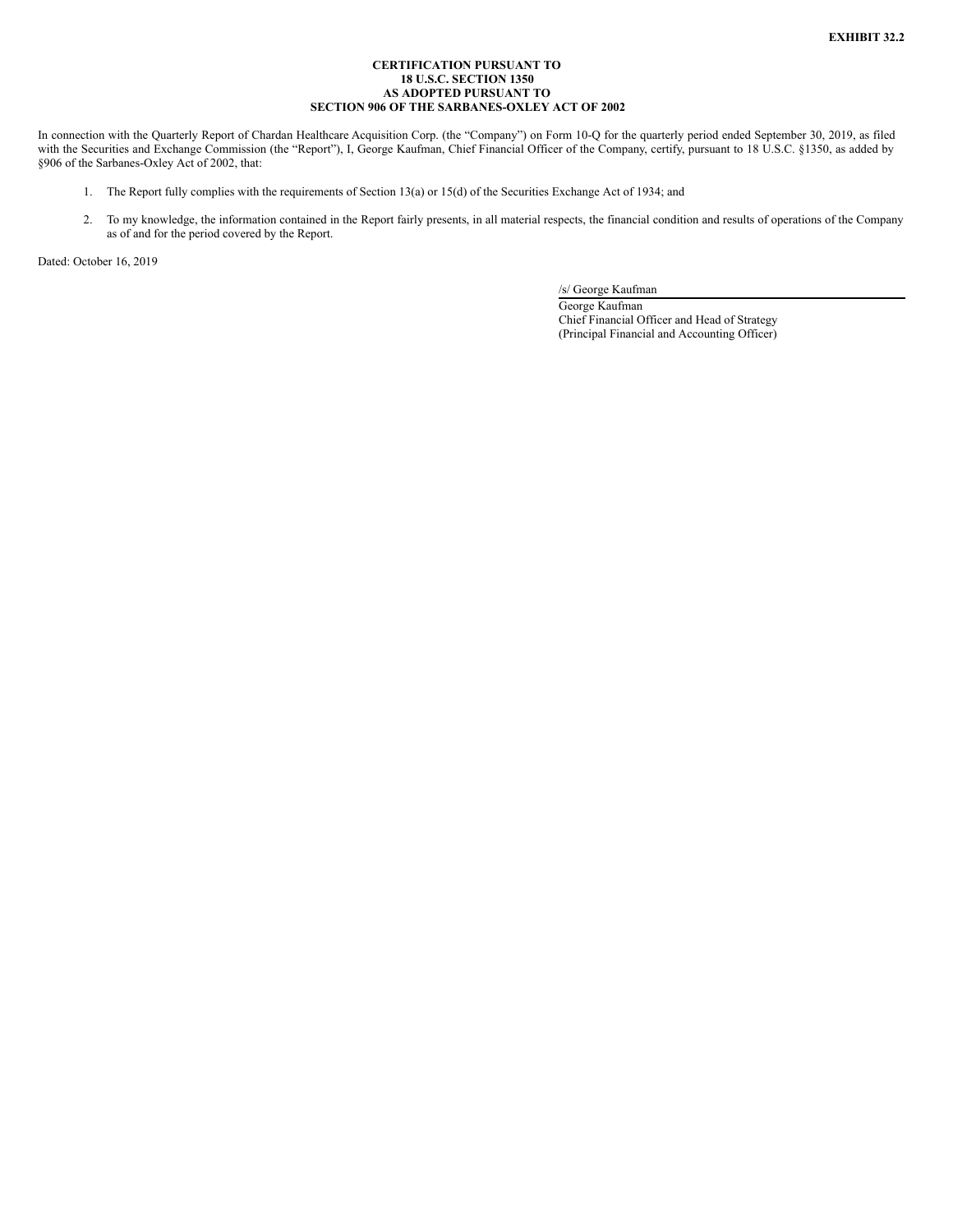**EXHIBIT 32.2**

**CERTIFICATION PURSUANT TO**
**18 U.S.C. SECTION 1350**
**AS ADOPTED PURSUANT TO**
**SECTION 906 OF THE SARBANES-OXLEY ACT OF 2002**

In connection with the Quarterly Report of Chardan Healthcare Acquisition Corp. (the "Company") on Form 10-Q for the quarterly period ended September 30, 2019, as filed with the Securities and Exchange Commission (the "Report"), I, George Kaufman, Chief Financial Officer of the Company, certify, pursuant to 18 U.S.C. §1350, as added by §906 of the Sarbanes-Oxley Act of 2002, that:

1. The Report fully complies with the requirements of Section 13(a) or 15(d) of the Securities Exchange Act of 1934; and
2. To my knowledge, the information contained in the Report fairly presents, in all material respects, the financial condition and results of operations of the Company as of and for the period covered by the Report.

Dated: October 16, 2019

/s/ George Kaufman

George Kaufman
Chief Financial Officer and Head of Strategy
(Principal Financial and Accounting Officer)